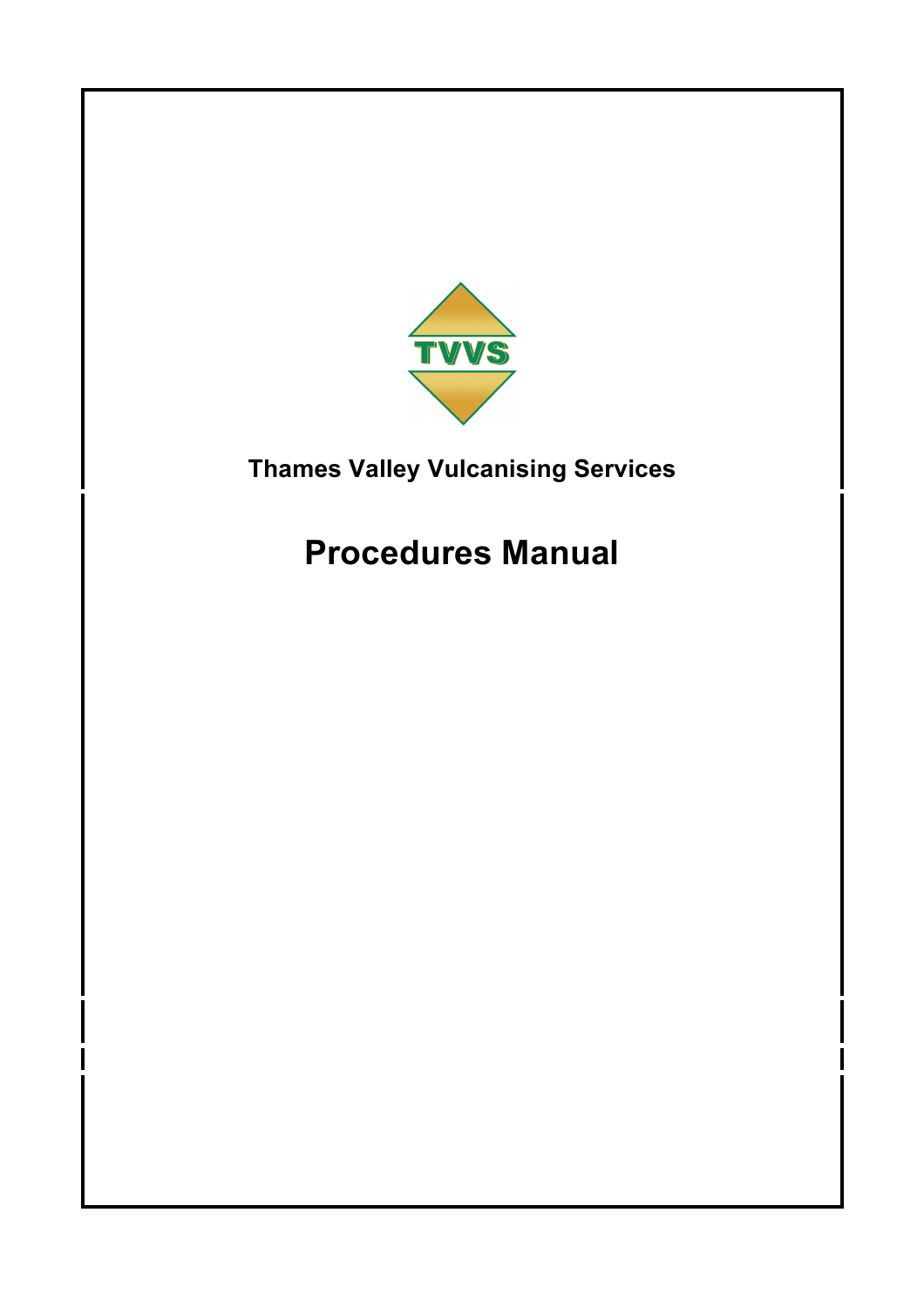TVVS

**Thames Valley Vulcanising Services**

# Procedures Manual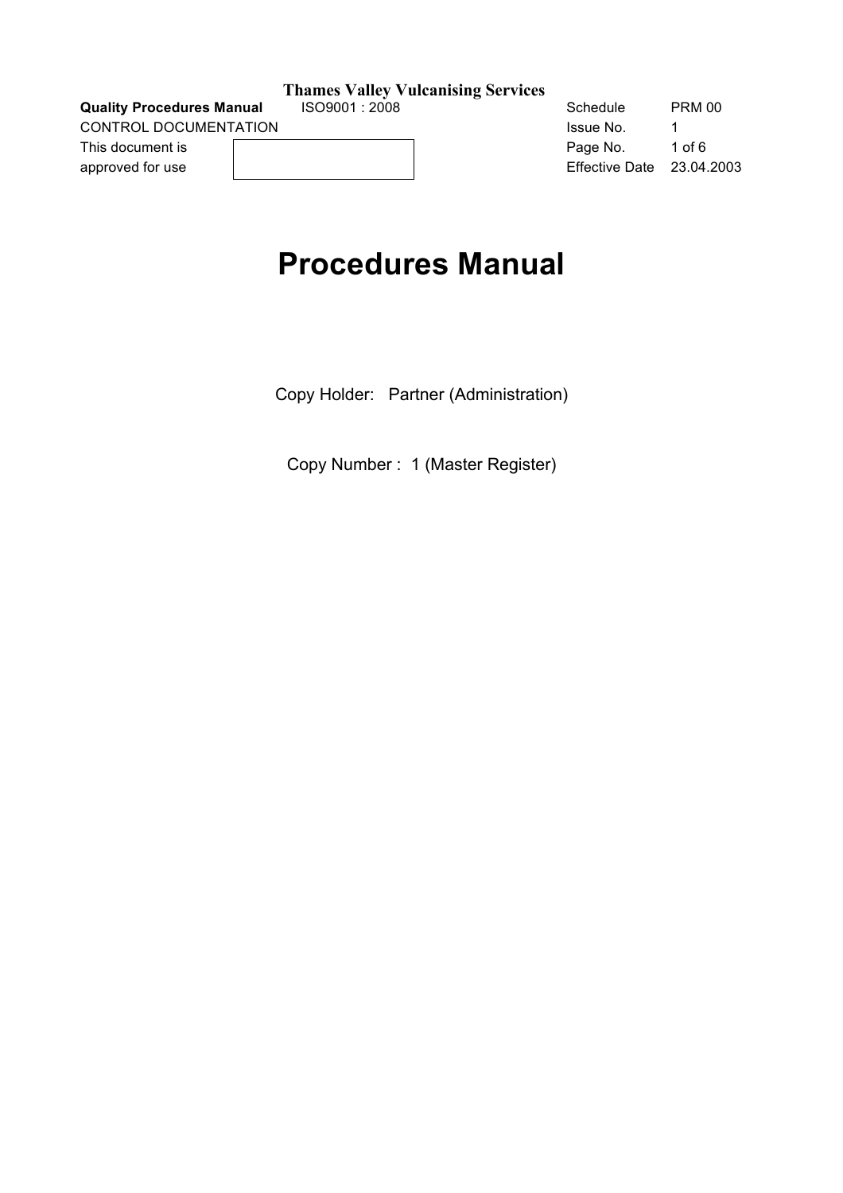**Thames Valley Vulcanising Services**

| **Quality Procedures Manual** | ISO9001 : 2008 | Schedule | PRM 00 |
| --- | --- | --- | --- |
| CONTROL DOCUMENTATION | | Issue No. | 1 |
| This document is approved for use | | Page No. | 1 of 6 |
| | | Effective Date | 23.04.2003 |

# Procedures Manual

Copy Holder: Partner (Administration)

Copy Number : 1 (Master Register)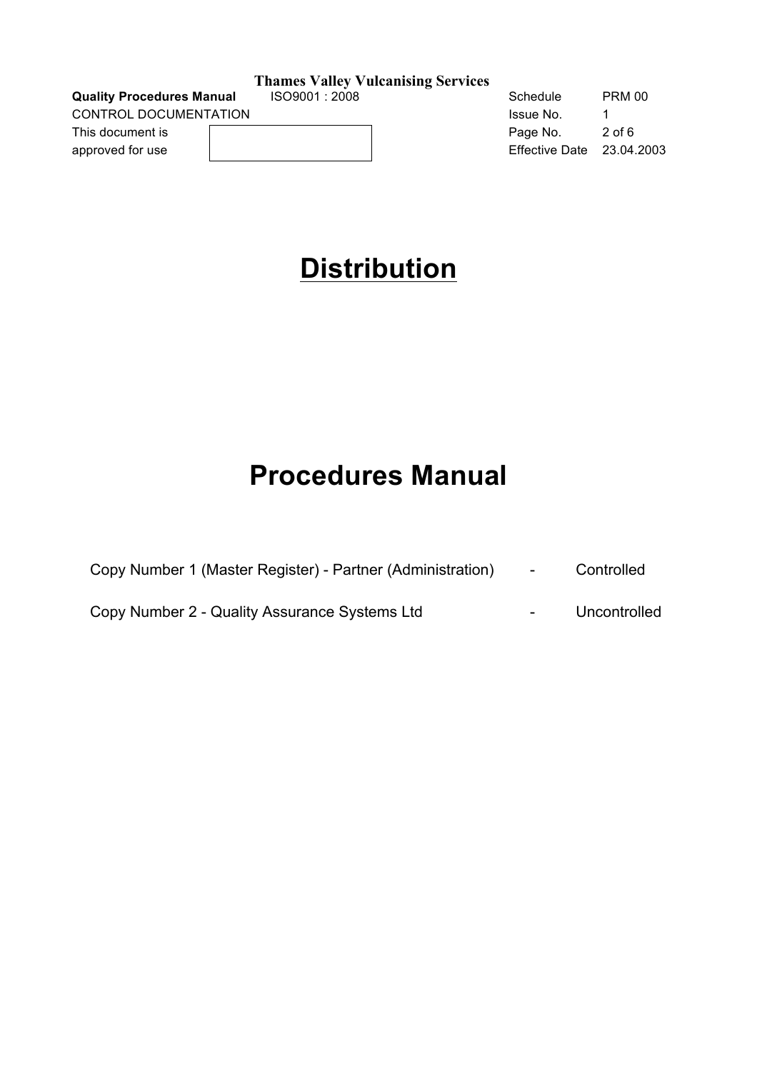# Distribution

# Procedures Manual

| | | |
|---|---|---|
| Copy Number 1 (Master Register) - Partner (Administration) | - | Controlled |
| Copy Number 2 - Quality Assurance Systems Ltd | - | Uncontrolled |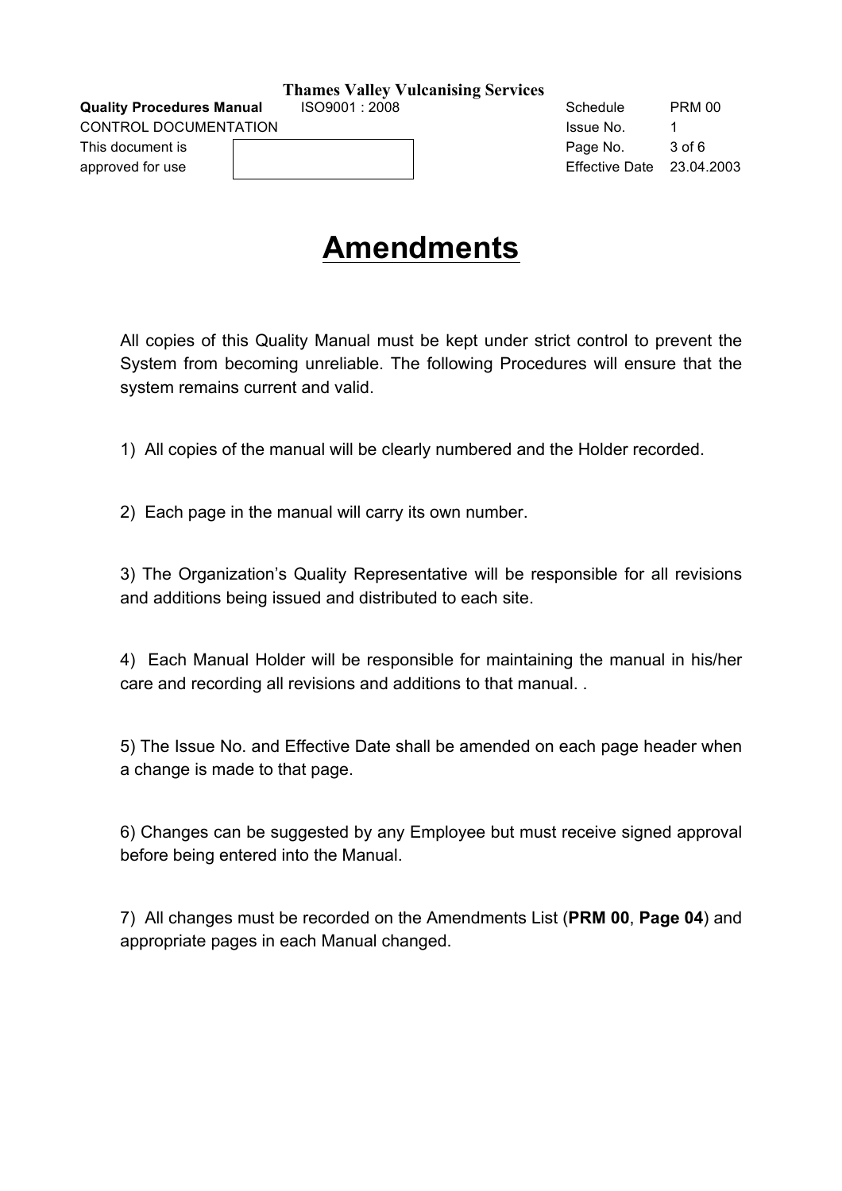# Amendments

All copies of this Quality Manual must be kept under strict control to prevent the System from becoming unreliable. The following Procedures will ensure that the system remains current and valid.

1) All copies of the manual will be clearly numbered and the Holder recorded.

2) Each page in the manual will carry its own number.

3) The Organization's Quality Representative will be responsible for all revisions and additions being issued and distributed to each site.

4) Each Manual Holder will be responsible for maintaining the manual in his/her care and recording all revisions and additions to that manual. .

5) The Issue No. and Effective Date shall be amended on each page header when a change is made to that page.

6) Changes can be suggested by any Employee but must receive signed approval before being entered into the Manual.

7) All changes must be recorded on the Amendments List (**PRM 00**, **Page 04**) and appropriate pages in each Manual changed.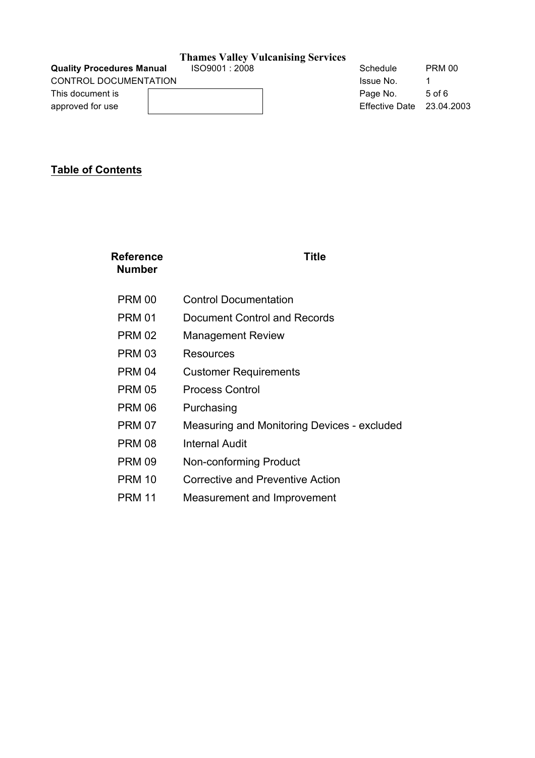## Table of Contents

| Reference Number | Title |
|---|---|
| PRM 00 | Control Documentation |
| PRM 01 | Document Control and Records |
| PRM 02 | Management Review |
| PRM 03 | Resources |
| PRM 04 | Customer Requirements |
| PRM 05 | Process Control |
| PRM 06 | Purchasing |
| PRM 07 | Measuring and Monitoring Devices - excluded |
| PRM 08 | Internal Audit |
| PRM 09 | Non-conforming Product |
| PRM 10 | Corrective and Preventive Action |
| PRM 11 | Measurement and Improvement |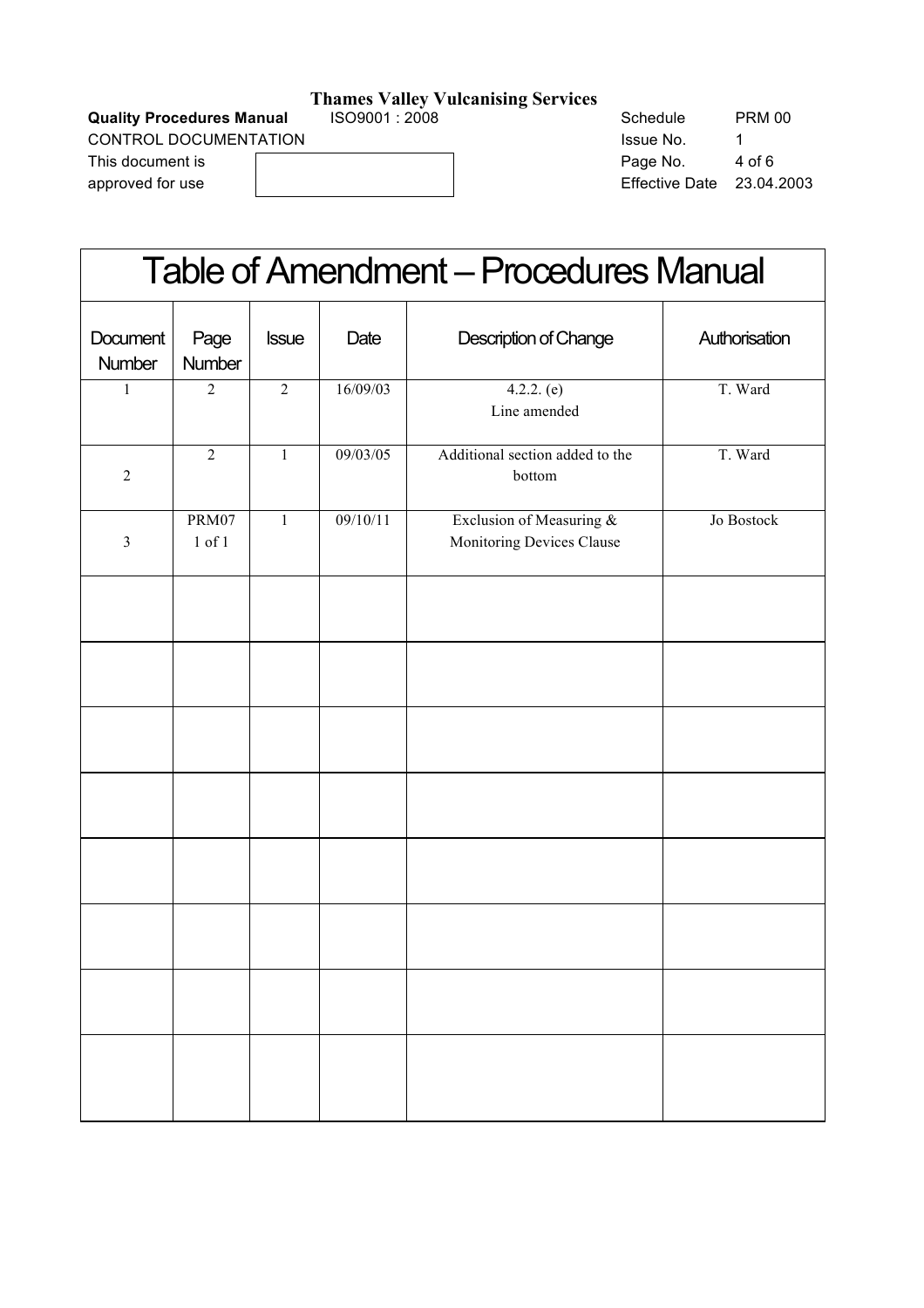# Table of Amendment – Procedures Manual

| Document Number | Page Number | Issue | Date | Description of Change | Authorisation |
|---|---|---|---|---|---|
| 1 | 2 | 2 | 16/09/03 | 4.2.2. (e) Line amended | T. Ward |
| 2 | 2 | 1 | 09/03/05 | Additional section added to the bottom | T. Ward |
| 3 | PRM07 1 of 1 | 1 | 09/10/11 | Exclusion of Measuring & Monitoring Devices Clause | Jo Bostock |
| | | | | | |
| | | | | | |
| | | | | | |
| | | | | | |
| | | | | | |
| | | | | | |
| | | | | | |
| | | | | | |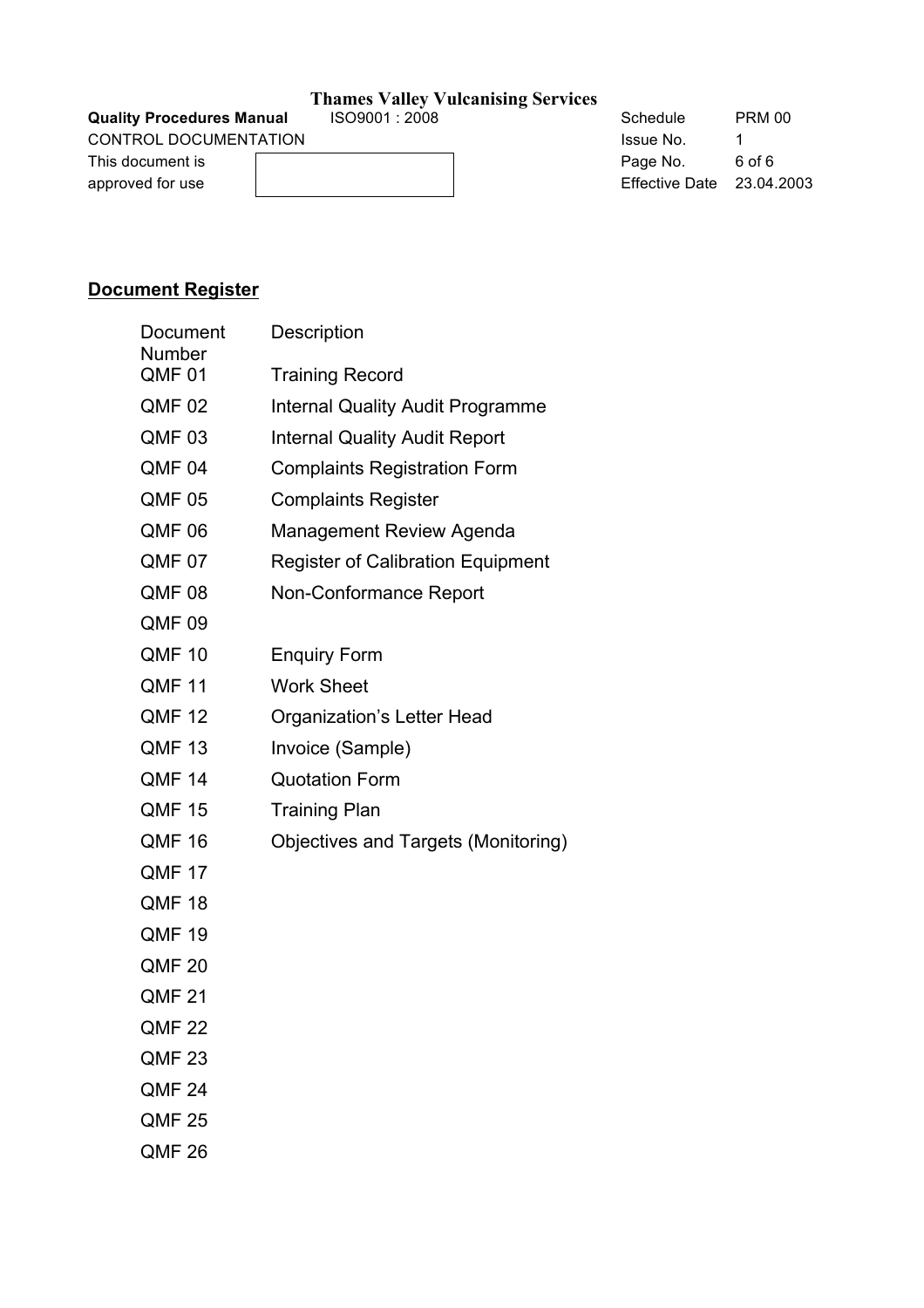## Document Register

| Document Number | Description |
|---|---|
| QMF 01 | Training Record |
| QMF 02 | Internal Quality Audit Programme |
| QMF 03 | Internal Quality Audit Report |
| QMF 04 | Complaints Registration Form |
| QMF 05 | Complaints Register |
| QMF 06 | Management Review Agenda |
| QMF 07 | Register of Calibration Equipment |
| QMF 08 | Non-Conformance Report |
| QMF 09 | |
| QMF 10 | Enquiry Form |
| QMF 11 | Work Sheet |
| QMF 12 | Organization's Letter Head |
| QMF 13 | Invoice (Sample) |
| QMF 14 | Quotation Form |
| QMF 15 | Training Plan |
| QMF 16 | Objectives and Targets (Monitoring) |
| QMF 17 | |
| QMF 18 | |
| QMF 19 | |
| QMF 20 | |
| QMF 21 | |
| QMF 22 | |
| QMF 23 | |
| QMF 24 | |
| QMF 25 | |
| QMF 26 | |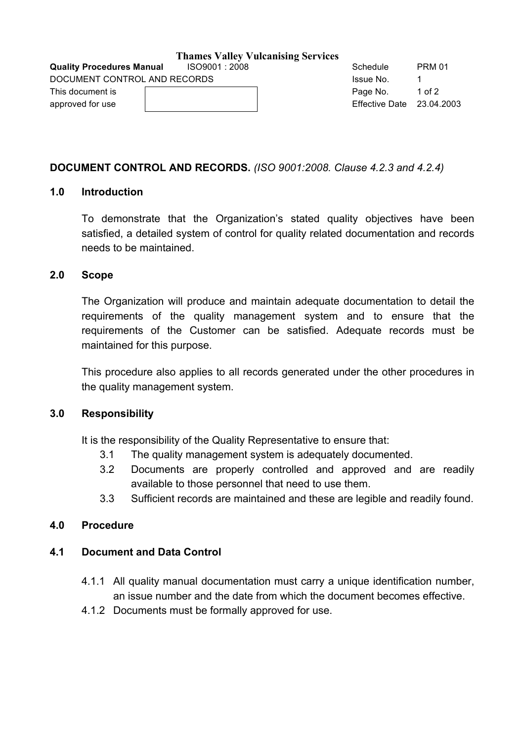**Thames Valley Vulcanising Services**

| **Quality Procedures Manual** | ISO9001 : 2008 | Schedule | PRM 01 |
| --- | --- | --- | --- |
| DOCUMENT CONTROL AND RECORDS | | Issue No. | 1 |
| This document is approved for use | | Page No. | 1 of 2 |
| | | Effective Date | 23.04.2003 |

**DOCUMENT CONTROL AND RECORDS.** *(ISO 9001:2008. Clause 4.2.3 and 4.2.4)*

## 1.0 Introduction

To demonstrate that the Organization's stated quality objectives have been satisfied, a detailed system of control for quality related documentation and records needs to be maintained.

## 2.0 Scope

The Organization will produce and maintain adequate documentation to detail the requirements of the quality management system and to ensure that the requirements of the Customer can be satisfied. Adequate records must be maintained for this purpose.

This procedure also applies to all records generated under the other procedures in the quality management system.

## 3.0 Responsibility

It is the responsibility of the Quality Representative to ensure that:

3.1 The quality management system is adequately documented.

3.2 Documents are properly controlled and approved and are readily available to those personnel that need to use them.

3.3 Sufficient records are maintained and these are legible and readily found.

## 4.0 Procedure

### 4.1 Document and Data Control

4.1.1 All quality manual documentation must carry a unique identification number, an issue number and the date from which the document becomes effective.

4.1.2 Documents must be formally approved for use.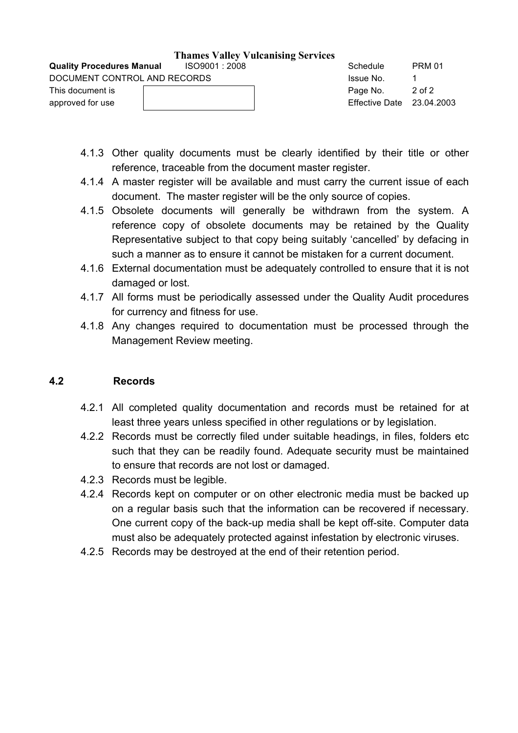4.1.3 Other quality documents must be clearly identified by their title or other reference, traceable from the document master register.

4.1.4 A master register will be available and must carry the current issue of each document. The master register will be the only source of copies.

4.1.5 Obsolete documents will generally be withdrawn from the system. A reference copy of obsolete documents may be retained by the Quality Representative subject to that copy being suitably 'cancelled' by defacing in such a manner as to ensure it cannot be mistaken for a current document.

4.1.6 External documentation must be adequately controlled to ensure that it is not damaged or lost.

4.1.7 All forms must be periodically assessed under the Quality Audit procedures for currency and fitness for use.

4.1.8 Any changes required to documentation must be processed through the Management Review meeting.

## 4.2 Records

4.2.1 All completed quality documentation and records must be retained for at least three years unless specified in other regulations or by legislation.

4.2.2 Records must be correctly filed under suitable headings, in files, folders etc such that they can be readily found. Adequate security must be maintained to ensure that records are not lost or damaged.

4.2.3 Records must be legible.

4.2.4 Records kept on computer or on other electronic media must be backed up on a regular basis such that the information can be recovered if necessary. One current copy of the back-up media shall be kept off-site. Computer data must also be adequately protected against infestation by electronic viruses.

4.2.5 Records may be destroyed at the end of their retention period.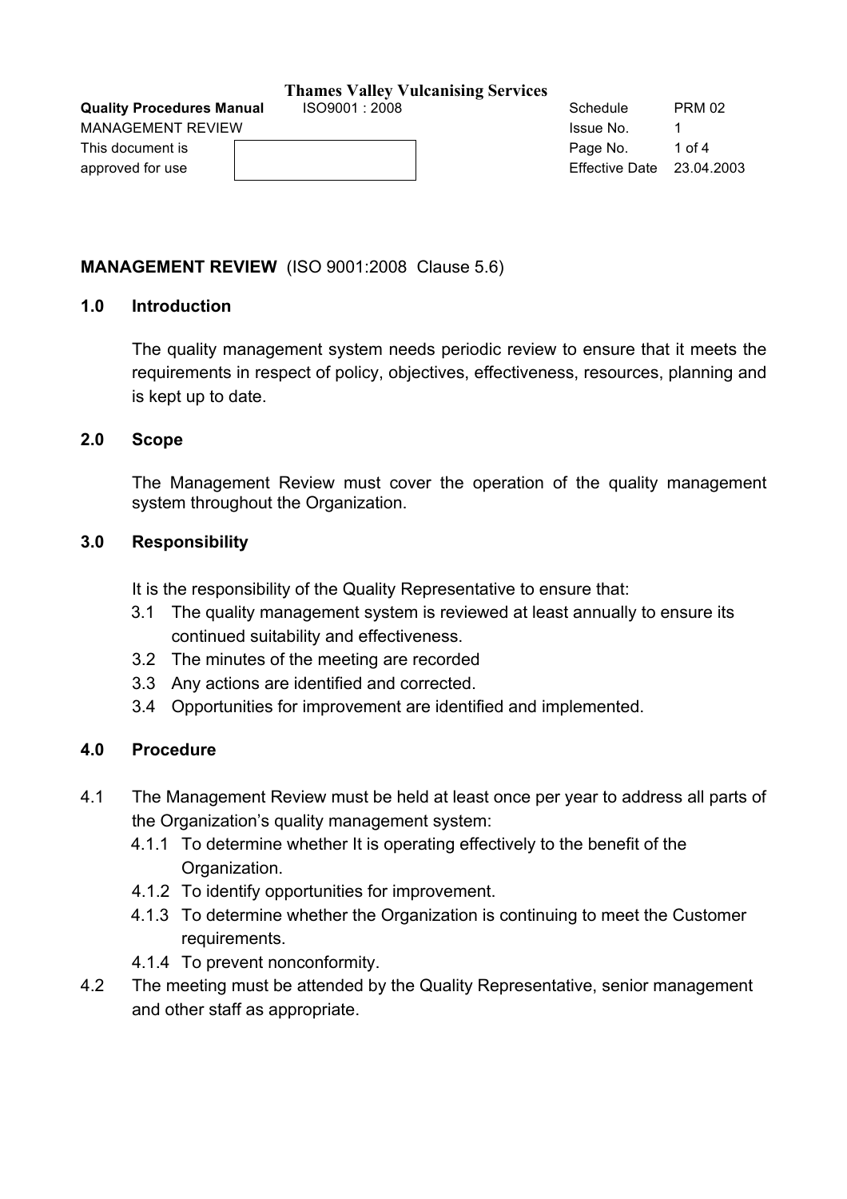## MANAGEMENT REVIEW (ISO 9001:2008 Clause 5.6)

### 1.0 Introduction

The quality management system needs periodic review to ensure that it meets the requirements in respect of policy, objectives, effectiveness, resources, planning and is kept up to date.

### 2.0 Scope

The Management Review must cover the operation of the quality management system throughout the Organization.

### 3.0 Responsibility

It is the responsibility of the Quality Representative to ensure that:

3.1 The quality management system is reviewed at least annually to ensure its continued suitability and effectiveness.

3.2 The minutes of the meeting are recorded

3.3 Any actions are identified and corrected.

3.4 Opportunities for improvement are identified and implemented.

### 4.0 Procedure

4.1 The Management Review must be held at least once per year to address all parts of the Organization's quality management system:

4.1.1 To determine whether It is operating effectively to the benefit of the Organization.

4.1.2 To identify opportunities for improvement.

4.1.3 To determine whether the Organization is continuing to meet the Customer requirements.

4.1.4 To prevent nonconformity.

4.2 The meeting must be attended by the Quality Representative, senior management and other staff as appropriate.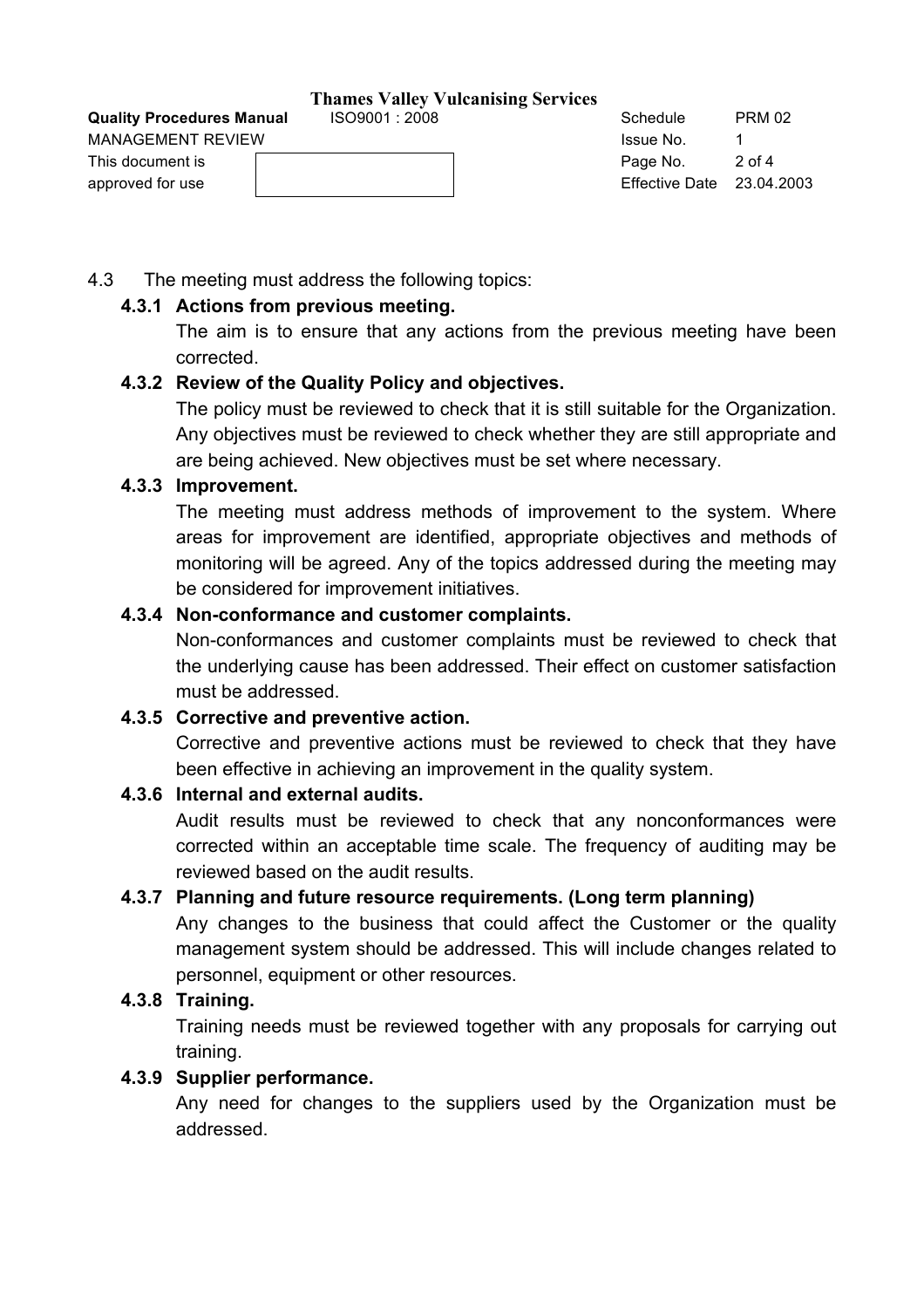4.3 The meeting must address the following topics:

**4.3.1 Actions from previous meeting.**

The aim is to ensure that any actions from the previous meeting have been corrected.

**4.3.2 Review of the Quality Policy and objectives.**

The policy must be reviewed to check that it is still suitable for the Organization. Any objectives must be reviewed to check whether they are still appropriate and are being achieved. New objectives must be set where necessary.

**4.3.3 Improvement.**

The meeting must address methods of improvement to the system. Where areas for improvement are identified, appropriate objectives and methods of monitoring will be agreed. Any of the topics addressed during the meeting may be considered for improvement initiatives.

**4.3.4 Non-conformance and customer complaints.**

Non-conformances and customer complaints must be reviewed to check that the underlying cause has been addressed. Their effect on customer satisfaction must be addressed.

**4.3.5 Corrective and preventive action.**

Corrective and preventive actions must be reviewed to check that they have been effective in achieving an improvement in the quality system.

**4.3.6 Internal and external audits.**

Audit results must be reviewed to check that any nonconformances were corrected within an acceptable time scale. The frequency of auditing may be reviewed based on the audit results.

**4.3.7 Planning and future resource requirements. (Long term planning)**

Any changes to the business that could affect the Customer or the quality management system should be addressed. This will include changes related to personnel, equipment or other resources.

**4.3.8 Training.**

Training needs must be reviewed together with any proposals for carrying out training.

**4.3.9 Supplier performance.**

Any need for changes to the suppliers used by the Organization must be addressed.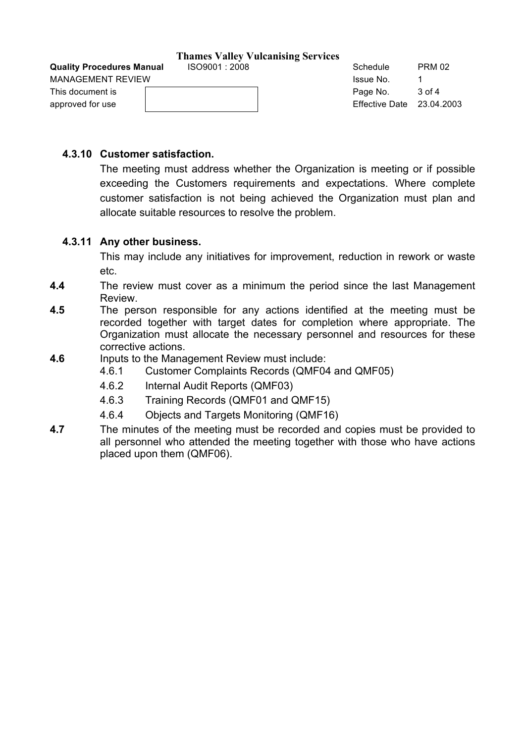**4.3.10 Customer satisfaction.**

The meeting must address whether the Organization is meeting or if possible exceeding the Customers requirements and expectations. Where complete customer satisfaction is not being achieved the Organization must plan and allocate suitable resources to resolve the problem.

**4.3.11 Any other business.**

This may include any initiatives for improvement, reduction in rework or waste etc.

**4.4** The review must cover as a minimum the period since the last Management Review.

**4.5** The person responsible for any actions identified at the meeting must be recorded together with target dates for completion where appropriate. The Organization must allocate the necessary personnel and resources for these corrective actions.

**4.6** Inputs to the Management Review must include:

- 4.6.1 Customer Complaints Records (QMF04 and QMF05)
- 4.6.2 Internal Audit Reports (QMF03)
- 4.6.3 Training Records (QMF01 and QMF15)
- 4.6.4 Objects and Targets Monitoring (QMF16)

**4.7** The minutes of the meeting must be recorded and copies must be provided to all personnel who attended the meeting together with those who have actions placed upon them (QMF06).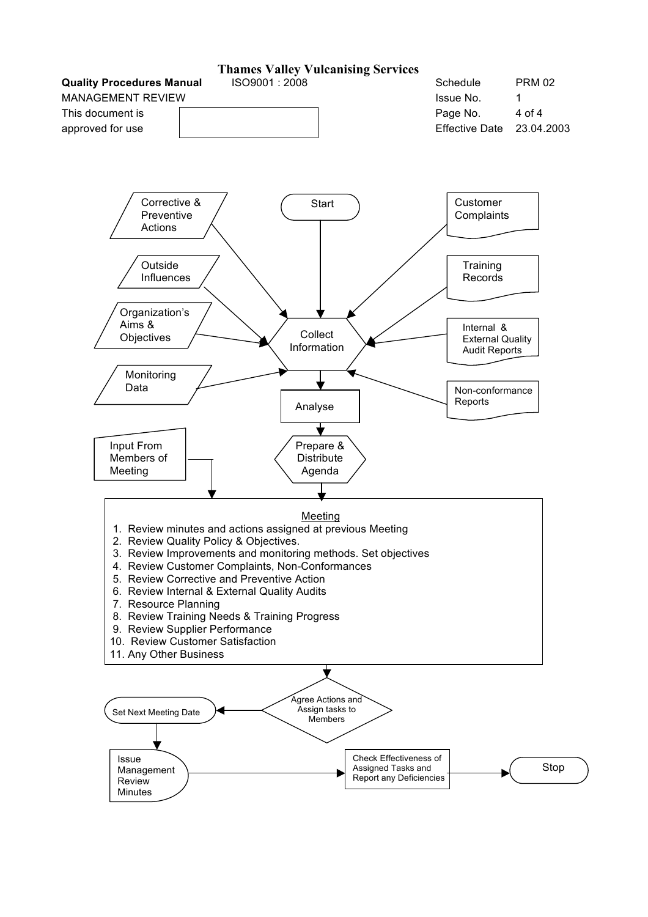# Thames Valley Vulcanising Services

| Quality Procedures Manual | ISO9001 : 2008 | Schedule | PRM 02 |
| --- | --- | --- | --- |
| MANAGEMENT REVIEW | | Issue No. | 1 |
| This document is approved for use | | Page No. | 4 of 4 |
| | | Effective Date | 23.04.2003 |

Start

Corrective & Preventive Actions

Outside Influences

Organization's Aims & Objectives

Monitoring Data

Customer Complaints

Training Records

Internal & External Quality Audit Reports

Non-conformance Reports

Collect Information

Analyse

Input From Members of Meeting

Prepare & Distribute Agenda

**Meeting**

1. Review minutes and actions assigned at previous Meeting
2. Review Quality Policy & Objectives.
3. Review Improvements and monitoring methods. Set objectives
4. Review Customer Complaints, Non-Conformances
5. Review Corrective and Preventive Action
6. Review Internal & External Quality Audits
7. Resource Planning
8. Review Training Needs & Training Progress
9. Review Supplier Performance
10. Review Customer Satisfaction
11. Any Other Business

Agree Actions and Assign tasks to Members

Set Next Meeting Date

Issue Management Review Minutes

Check Effectiveness of Assigned Tasks and Report any Deficiencies

Stop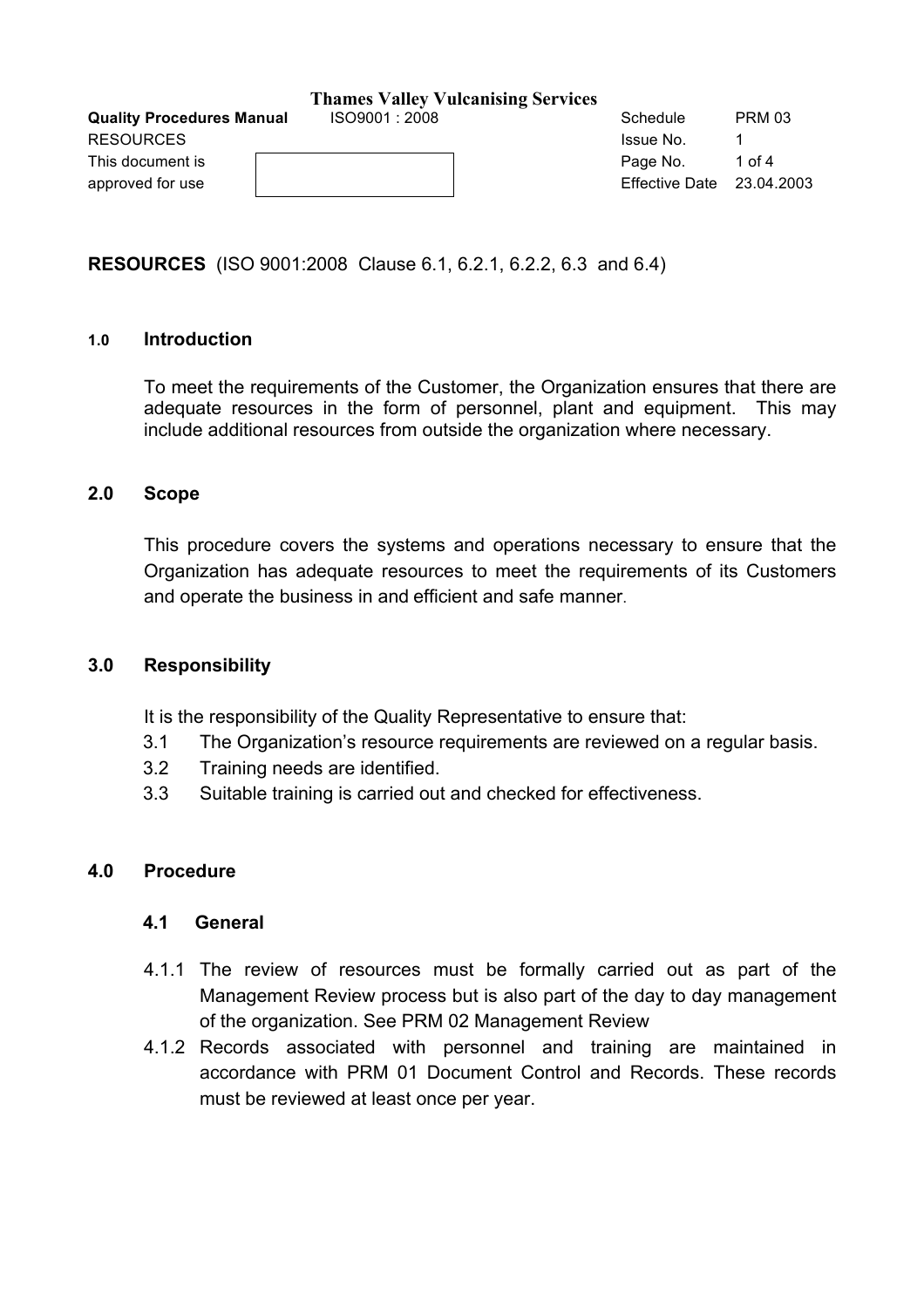## RESOURCES (ISO 9001:2008 Clause 6.1, 6.2.1, 6.2.2, 6.3 and 6.4)

### 1.0 Introduction

To meet the requirements of the Customer, the Organization ensures that there are adequate resources in the form of personnel, plant and equipment. This may include additional resources from outside the organization where necessary.

### 2.0 Scope

This procedure covers the systems and operations necessary to ensure that the Organization has adequate resources to meet the requirements of its Customers and operate the business in and efficient and safe manner.

### 3.0 Responsibility

It is the responsibility of the Quality Representative to ensure that:

3.1 The Organization's resource requirements are reviewed on a regular basis.

3.2 Training needs are identified.

3.3 Suitable training is carried out and checked for effectiveness.

### 4.0 Procedure

#### 4.1 General

4.1.1 The review of resources must be formally carried out as part of the Management Review process but is also part of the day to day management of the organization. See PRM 02 Management Review

4.1.2 Records associated with personnel and training are maintained in accordance with PRM 01 Document Control and Records. These records must be reviewed at least once per year.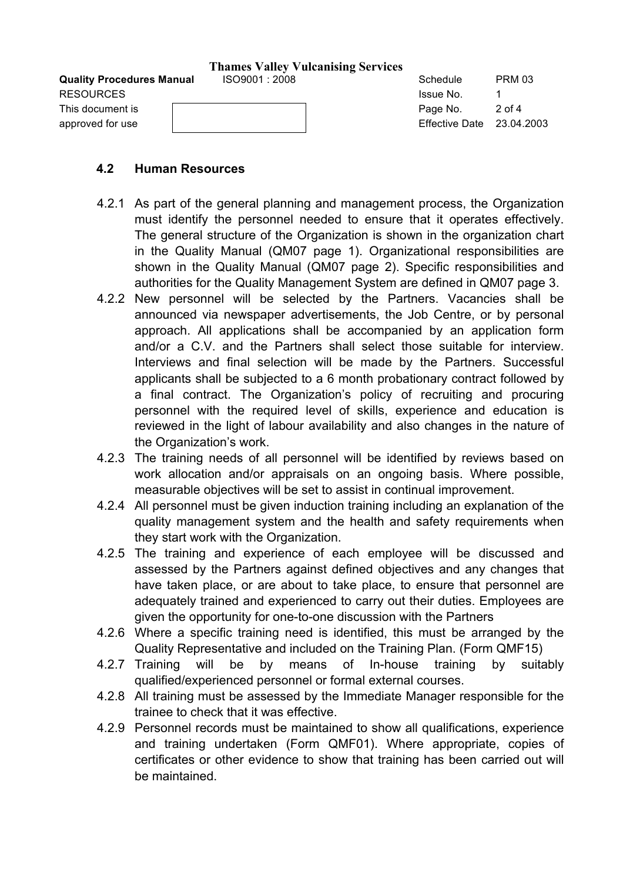## 4.2 Human Resources

4.2.1 As part of the general planning and management process, the Organization must identify the personnel needed to ensure that it operates effectively. The general structure of the Organization is shown in the organization chart in the Quality Manual (QM07 page 1). Organizational responsibilities are shown in the Quality Manual (QM07 page 2). Specific responsibilities and authorities for the Quality Management System are defined in QM07 page 3.

4.2.2 New personnel will be selected by the Partners. Vacancies shall be announced via newspaper advertisements, the Job Centre, or by personal approach. All applications shall be accompanied by an application form and/or a C.V. and the Partners shall select those suitable for interview. Interviews and final selection will be made by the Partners. Successful applicants shall be subjected to a 6 month probationary contract followed by a final contract. The Organization's policy of recruiting and procuring personnel with the required level of skills, experience and education is reviewed in the light of labour availability and also changes in the nature of the Organization's work.

4.2.3 The training needs of all personnel will be identified by reviews based on work allocation and/or appraisals on an ongoing basis. Where possible, measurable objectives will be set to assist in continual improvement.

4.2.4 All personnel must be given induction training including an explanation of the quality management system and the health and safety requirements when they start work with the Organization.

4.2.5 The training and experience of each employee will be discussed and assessed by the Partners against defined objectives and any changes that have taken place, or are about to take place, to ensure that personnel are adequately trained and experienced to carry out their duties. Employees are given the opportunity for one-to-one discussion with the Partners

4.2.6 Where a specific training need is identified, this must be arranged by the Quality Representative and included on the Training Plan. (Form QMF15)

4.2.7 Training will be by means of In-house training by suitably qualified/experienced personnel or formal external courses.

4.2.8 All training must be assessed by the Immediate Manager responsible for the trainee to check that it was effective.

4.2.9 Personnel records must be maintained to show all qualifications, experience and training undertaken (Form QMF01). Where appropriate, copies of certificates or other evidence to show that training has been carried out will be maintained.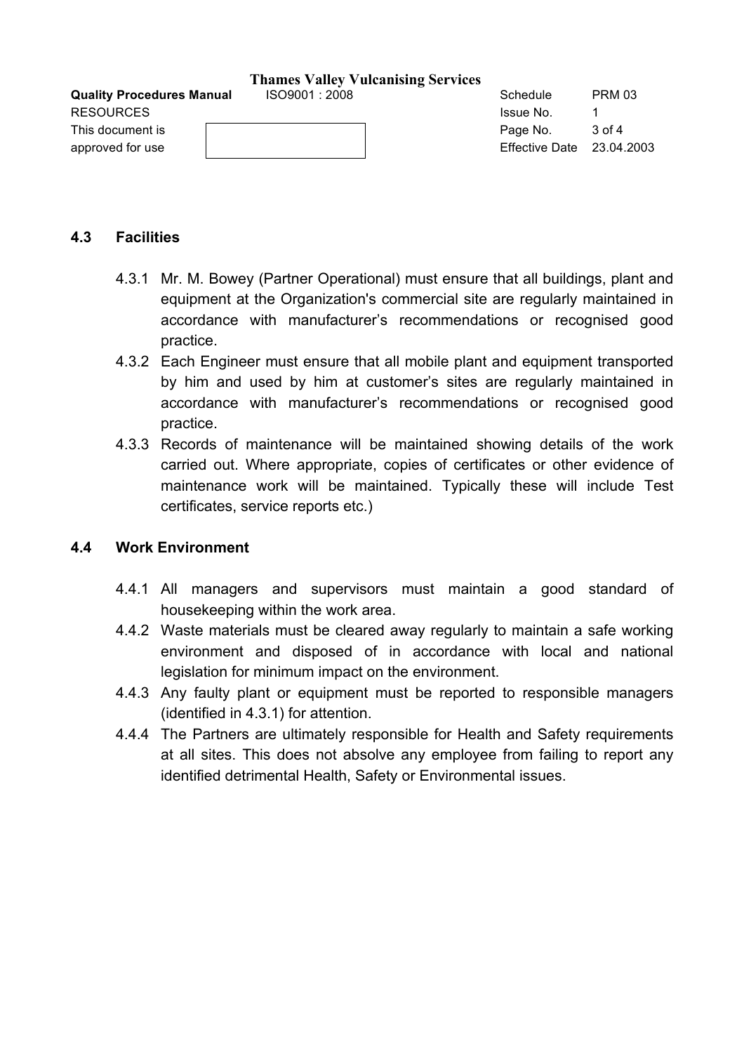## 4.3 Facilities

4.3.1 Mr. M. Bowey (Partner Operational) must ensure that all buildings, plant and equipment at the Organization's commercial site are regularly maintained in accordance with manufacturer's recommendations or recognised good practice.

4.3.2 Each Engineer must ensure that all mobile plant and equipment transported by him and used by him at customer's sites are regularly maintained in accordance with manufacturer's recommendations or recognised good practice.

4.3.3 Records of maintenance will be maintained showing details of the work carried out. Where appropriate, copies of certificates or other evidence of maintenance work will be maintained. Typically these will include Test certificates, service reports etc.)

## 4.4 Work Environment

4.4.1 All managers and supervisors must maintain a good standard of housekeeping within the work area.

4.4.2 Waste materials must be cleared away regularly to maintain a safe working environment and disposed of in accordance with local and national legislation for minimum impact on the environment.

4.4.3 Any faulty plant or equipment must be reported to responsible managers (identified in 4.3.1) for attention.

4.4.4 The Partners are ultimately responsible for Health and Safety requirements at all sites. This does not absolve any employee from failing to report any identified detrimental Health, Safety or Environmental issues.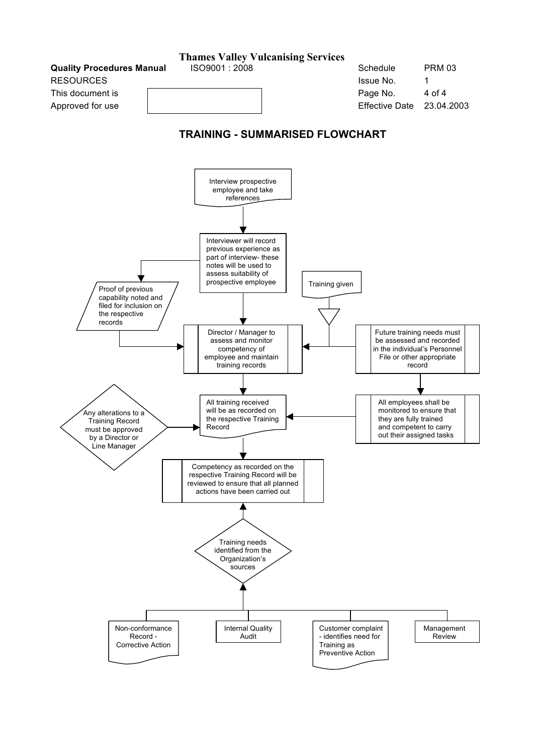## TRAINING - SUMMARISED FLOWCHART

Interview prospective employee and take references

Interviewer will record previous experience as part of interview- these notes will be used to assess suitability of prospective employee

Proof of previous capability noted and filed for inclusion on the respective records

Training given

Director / Manager to assess and monitor competency of employee and maintain training records

Future training needs must be assessed and recorded in the individual's Personnel File or other appropriate record

All training received will be as recorded on the respective Training Record

Any alterations to a Training Record must be approved by a Director or Line Manager

All employees shall be monitored to ensure that they are fully trained and competent to carry out their assigned tasks

Competency as recorded on the respective Training Record will be reviewed to ensure that all planned actions have been carried out

Training needs identified from the Organization's sources

Non-conformance Record - Corrective Action

Internal Quality Audit

Customer complaint - identifies need for Training as Preventive Action

Management Review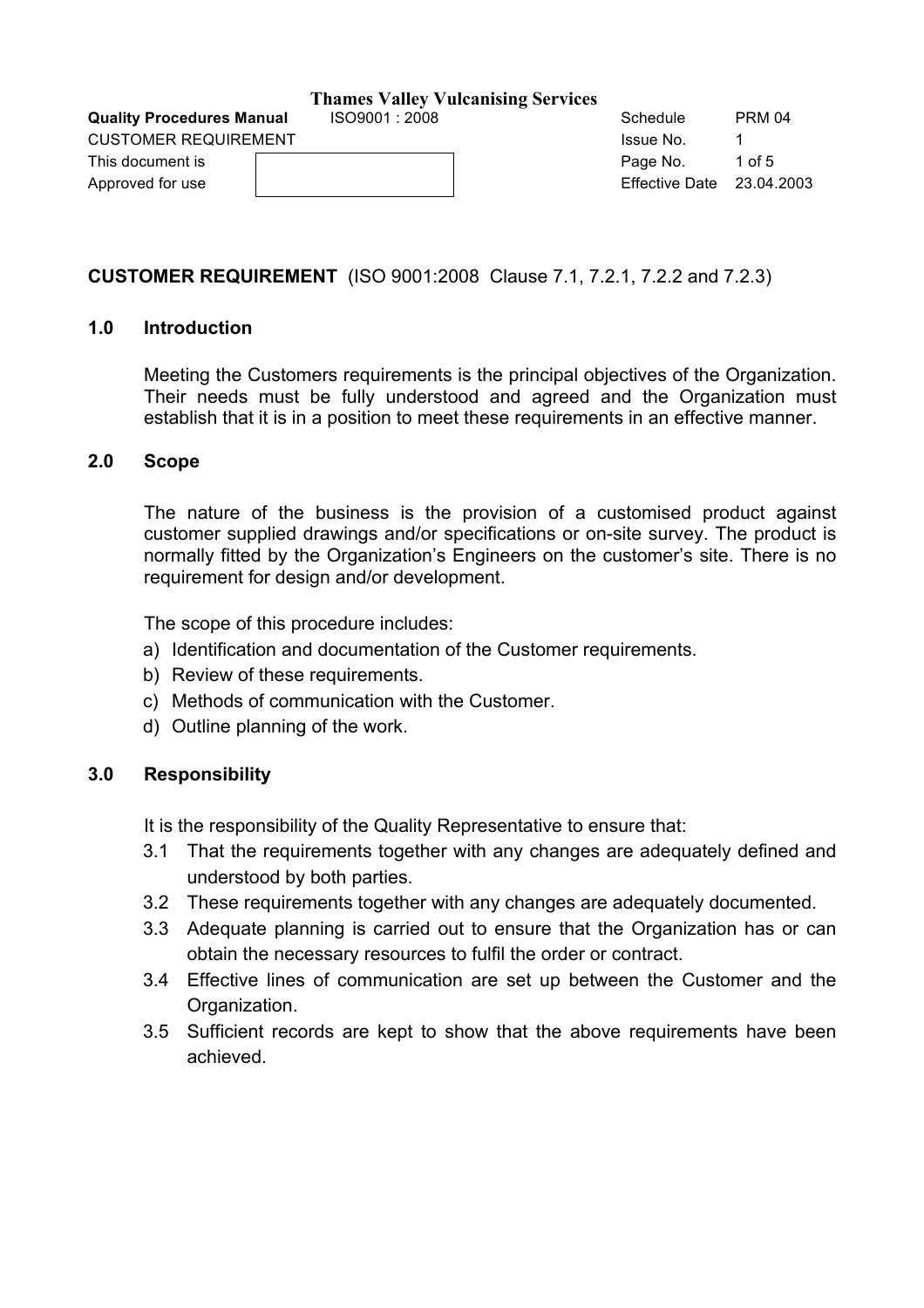## CUSTOMER REQUIREMENT (ISO 9001:2008 Clause 7.1, 7.2.1, 7.2.2 and 7.2.3)

### 1.0 Introduction

Meeting the Customers requirements is the principal objectives of the Organization. Their needs must be fully understood and agreed and the Organization must establish that it is in a position to meet these requirements in an effective manner.

### 2.0 Scope

The nature of the business is the provision of a customised product against customer supplied drawings and/or specifications or on-site survey. The product is normally fitted by the Organization's Engineers on the customer's site. There is no requirement for design and/or development.

The scope of this procedure includes:

a) Identification and documentation of the Customer requirements.
b) Review of these requirements.
c) Methods of communication with the Customer.
d) Outline planning of the work.

### 3.0 Responsibility

It is the responsibility of the Quality Representative to ensure that:

3.1 That the requirements together with any changes are adequately defined and understood by both parties.

3.2 These requirements together with any changes are adequately documented.

3.3 Adequate planning is carried out to ensure that the Organization has or can obtain the necessary resources to fulfil the order or contract.

3.4 Effective lines of communication are set up between the Customer and the Organization.

3.5 Sufficient records are kept to show that the above requirements have been achieved.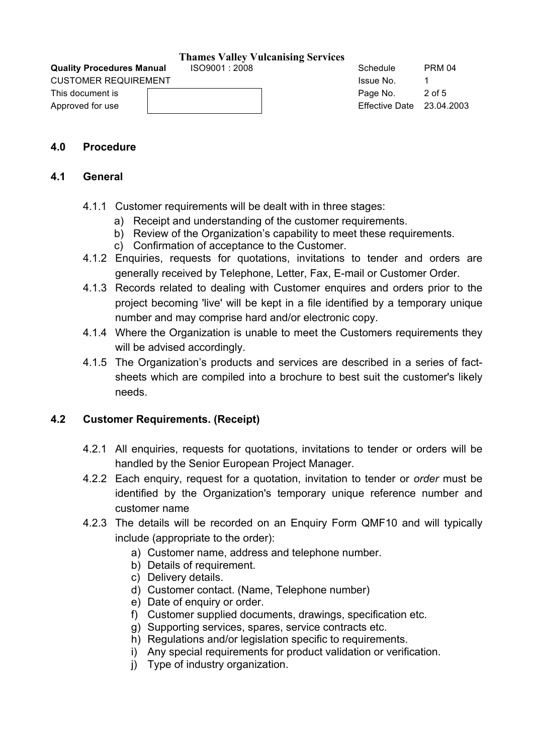## 4.0 Procedure

### 4.1 General

4.1.1 Customer requirements will be dealt with in three stages:

a) Receipt and understanding of the customer requirements.
b) Review of the Organization's capability to meet these requirements.
c) Confirmation of acceptance to the Customer.

4.1.2 Enquiries, requests for quotations, invitations to tender and orders are generally received by Telephone, Letter, Fax, E-mail or Customer Order.

4.1.3 Records related to dealing with Customer enquires and orders prior to the project becoming 'live' will be kept in a file identified by a temporary unique number and may comprise hard and/or electronic copy.

4.1.4 Where the Organization is unable to meet the Customers requirements they will be advised accordingly.

4.1.5 The Organization's products and services are described in a series of fact-sheets which are compiled into a brochure to best suit the customer's likely needs.

### 4.2 Customer Requirements. (Receipt)

4.2.1 All enquiries, requests for quotations, invitations to tender or orders will be handled by the Senior European Project Manager.

4.2.2 Each enquiry, request for a quotation, invitation to tender or *order* must be identified by the Organization's temporary unique reference number and customer name

4.2.3 The details will be recorded on an Enquiry Form QMF10 and will typically include (appropriate to the order):

a) Customer name, address and telephone number.
b) Details of requirement.
c) Delivery details.
d) Customer contact. (Name, Telephone number)
e) Date of enquiry or order.
f) Customer supplied documents, drawings, specification etc.
g) Supporting services, spares, service contracts etc.
h) Regulations and/or legislation specific to requirements.
i) Any special requirements for product validation or verification.
j) Type of industry organization.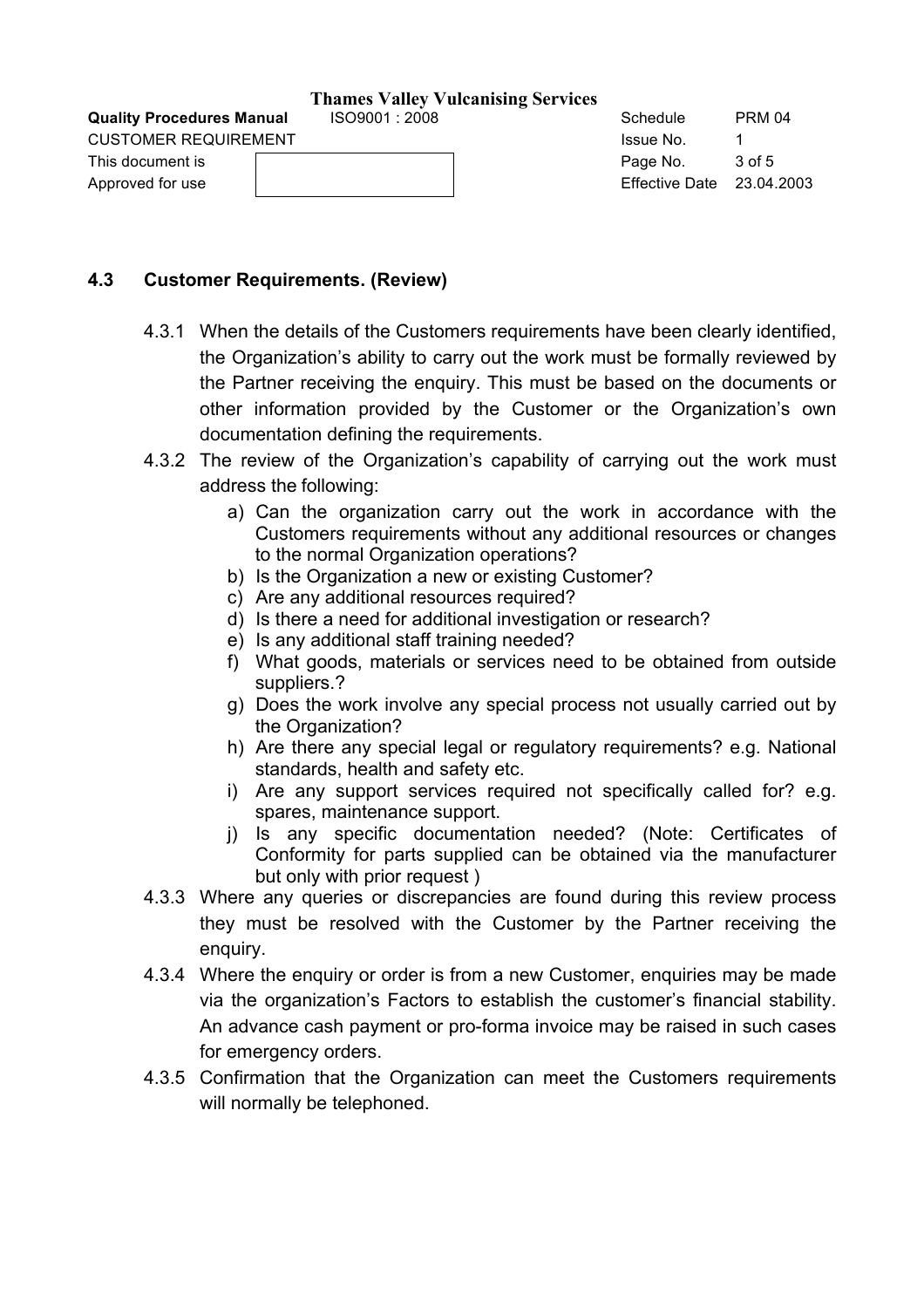## 4.3 Customer Requirements. (Review)

4.3.1 When the details of the Customers requirements have been clearly identified, the Organization's ability to carry out the work must be formally reviewed by the Partner receiving the enquiry. This must be based on the documents or other information provided by the Customer or the Organization's own documentation defining the requirements.

4.3.2 The review of the Organization's capability of carrying out the work must address the following:

a) Can the organization carry out the work in accordance with the Customers requirements without any additional resources or changes to the normal Organization operations?
b) Is the Organization a new or existing Customer?
c) Are any additional resources required?
d) Is there a need for additional investigation or research?
e) Is any additional staff training needed?
f) What goods, materials or services need to be obtained from outside suppliers.?
g) Does the work involve any special process not usually carried out by the Organization?
h) Are there any special legal or regulatory requirements? e.g. National standards, health and safety etc.
i) Are any support services required not specifically called for? e.g. spares, maintenance support.
j) Is any specific documentation needed? (Note: Certificates of Conformity for parts supplied can be obtained via the manufacturer but only with prior request )

4.3.3 Where any queries or discrepancies are found during this review process they must be resolved with the Customer by the Partner receiving the enquiry.

4.3.4 Where the enquiry or order is from a new Customer, enquiries may be made via the organization's Factors to establish the customer's financial stability. An advance cash payment or pro-forma invoice may be raised in such cases for emergency orders.

4.3.5 Confirmation that the Organization can meet the Customers requirements will normally be telephoned.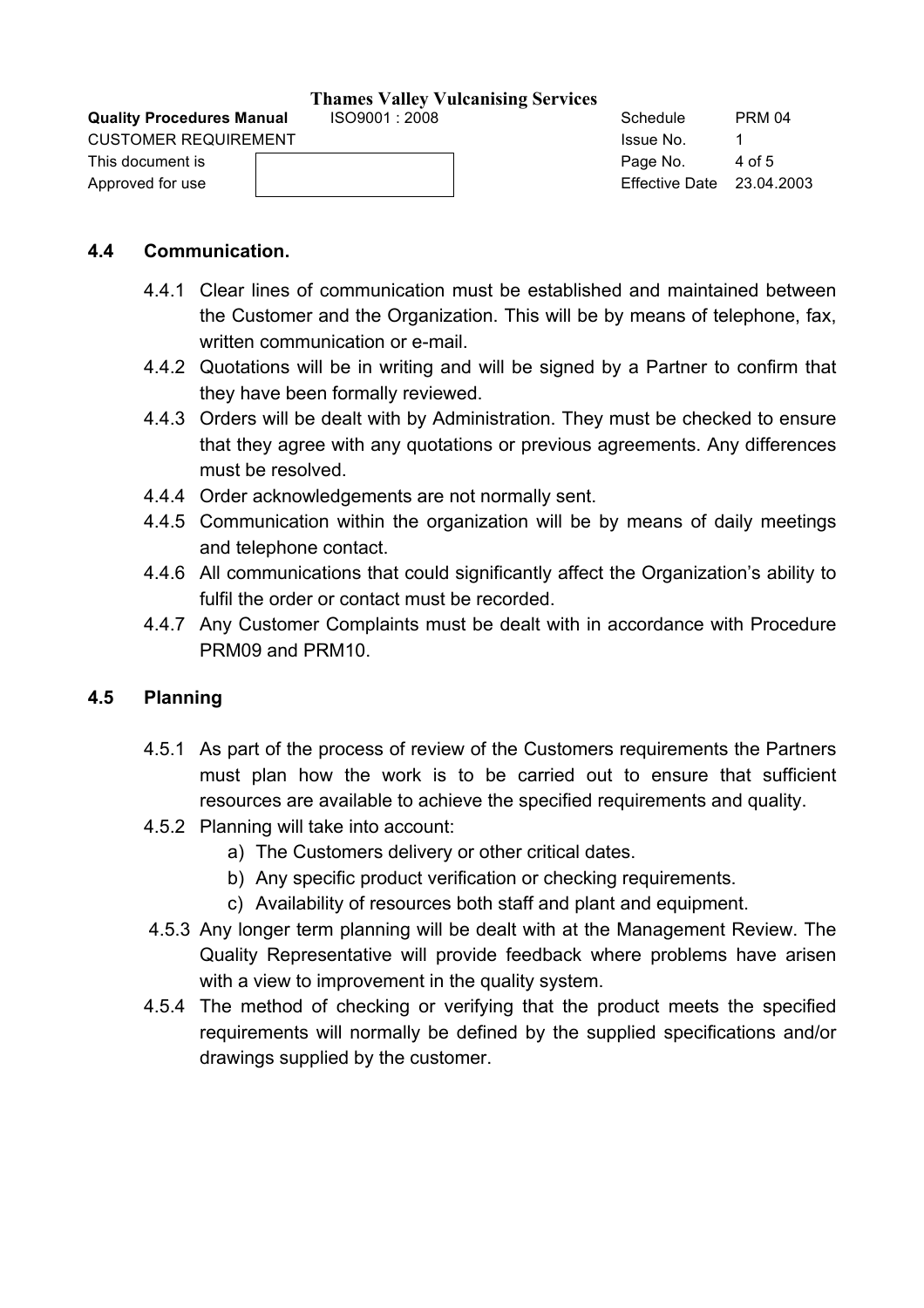## 4.4 Communication.

4.4.1 Clear lines of communication must be established and maintained between the Customer and the Organization. This will be by means of telephone, fax, written communication or e-mail.

4.4.2 Quotations will be in writing and will be signed by a Partner to confirm that they have been formally reviewed.

4.4.3 Orders will be dealt with by Administration. They must be checked to ensure that they agree with any quotations or previous agreements. Any differences must be resolved.

4.4.4 Order acknowledgements are not normally sent.

4.4.5 Communication within the organization will be by means of daily meetings and telephone contact.

4.4.6 All communications that could significantly affect the Organization's ability to fulfil the order or contact must be recorded.

4.4.7 Any Customer Complaints must be dealt with in accordance with Procedure PRM09 and PRM10.

## 4.5 Planning

4.5.1 As part of the process of review of the Customers requirements the Partners must plan how the work is to be carried out to ensure that sufficient resources are available to achieve the specified requirements and quality.

4.5.2 Planning will take into account:

a) The Customers delivery or other critical dates.
b) Any specific product verification or checking requirements.
c) Availability of resources both staff and plant and equipment.

4.5.3 Any longer term planning will be dealt with at the Management Review. The Quality Representative will provide feedback where problems have arisen with a view to improvement in the quality system.

4.5.4 The method of checking or verifying that the product meets the specified requirements will normally be defined by the supplied specifications and/or drawings supplied by the customer.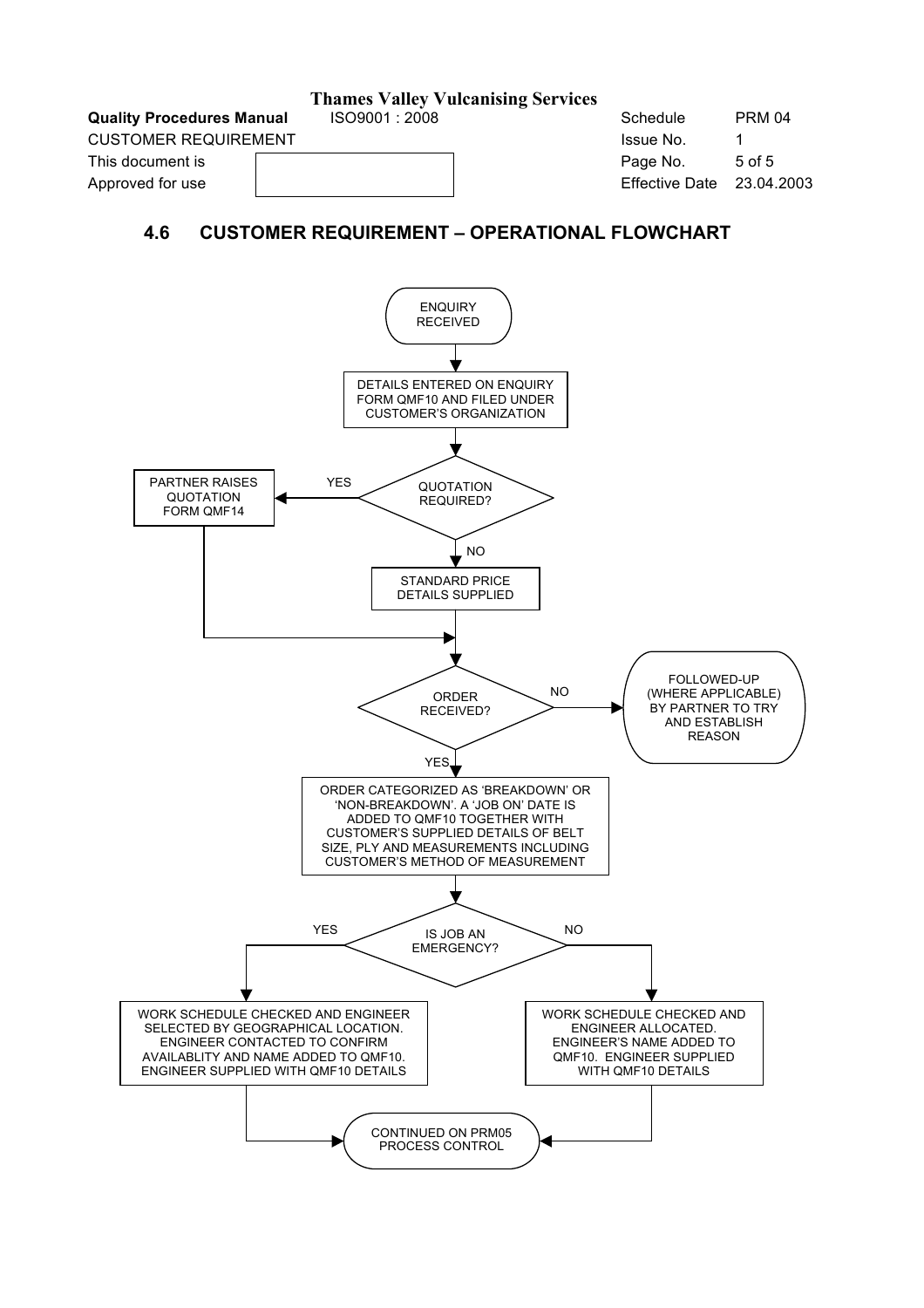## 4.6 CUSTOMER REQUIREMENT – OPERATIONAL FLOWCHART

ENQUIRY RECEIVED

DETAILS ENTERED ON ENQUIRY FORM QMF10 AND FILED UNDER CUSTOMER'S ORGANIZATION

QUOTATION REQUIRED?

YES

PARTNER RAISES QUOTATION FORM QMF14

NO

STANDARD PRICE DETAILS SUPPLIED

ORDER RECEIVED?

NO

FOLLOWED-UP (WHERE APPLICABLE) BY PARTNER TO TRY AND ESTABLISH REASON

YES

ORDER CATEGORIZED AS 'BREAKDOWN' OR 'NON-BREAKDOWN'. A 'JOB ON' DATE IS ADDED TO QMF10 TOGETHER WITH CUSTOMER'S SUPPLIED DETAILS OF BELT SIZE, PLY AND MEASUREMENTS INCLUDING CUSTOMER'S METHOD OF MEASUREMENT

IS JOB AN EMERGENCY?

YES

WORK SCHEDULE CHECKED AND ENGINEER SELECTED BY GEOGRAPHICAL LOCATION. ENGINEER CONTACTED TO CONFIRM AVAILABLITY AND NAME ADDED TO QMF10. ENGINEER SUPPLIED WITH QMF10 DETAILS

NO

WORK SCHEDULE CHECKED AND ENGINEER ALLOCATED. ENGINEER'S NAME ADDED TO QMF10. ENGINEER SUPPLIED WITH QMF10 DETAILS

CONTINUED ON PRM05 PROCESS CONTROL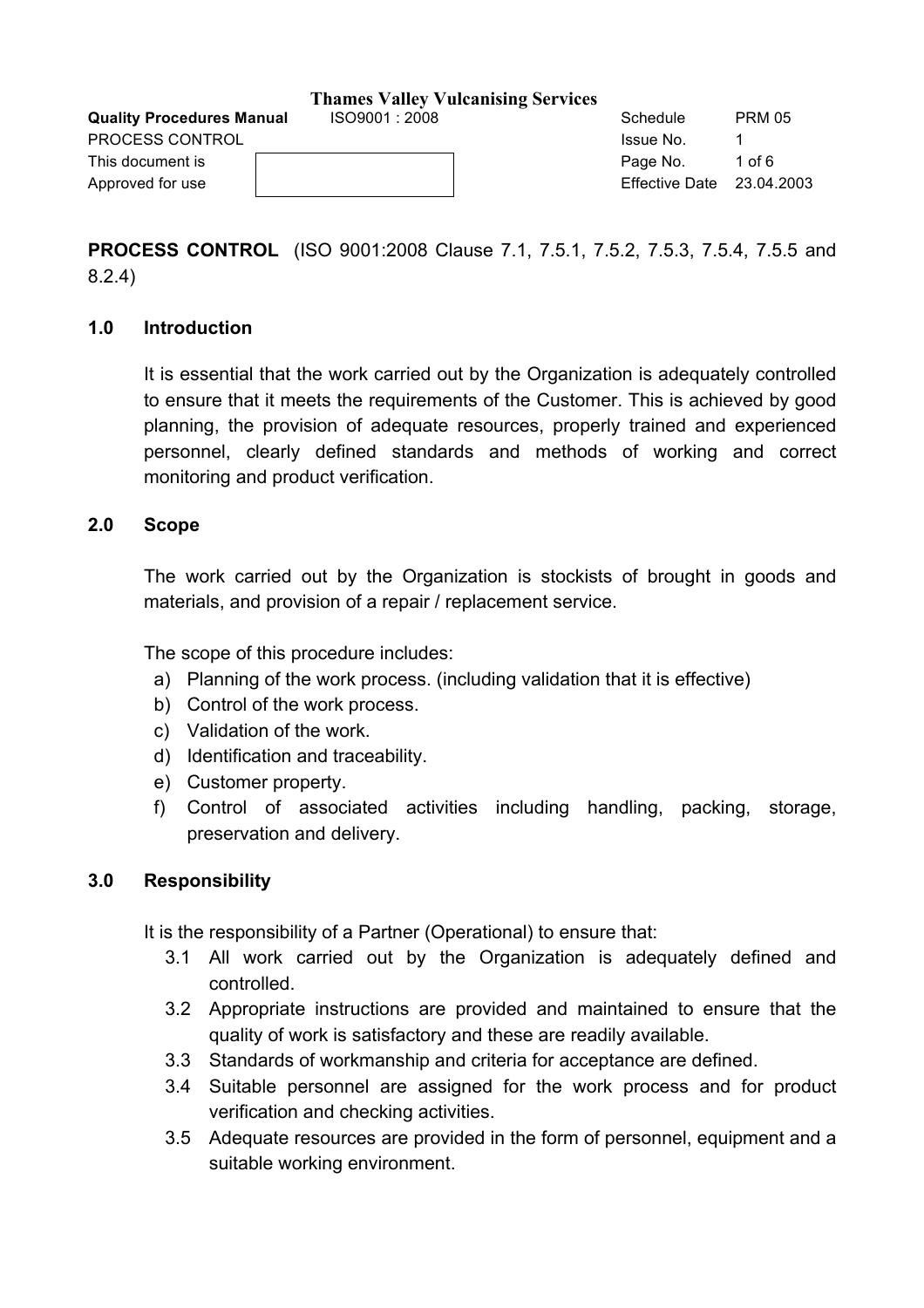**PROCESS CONTROL** (ISO 9001:2008 Clause 7.1, 7.5.1, 7.5.2, 7.5.3, 7.5.4, 7.5.5 and 8.2.4)

## 1.0 Introduction

It is essential that the work carried out by the Organization is adequately controlled to ensure that it meets the requirements of the Customer. This is achieved by good planning, the provision of adequate resources, properly trained and experienced personnel, clearly defined standards and methods of working and correct monitoring and product verification.

## 2.0 Scope

The work carried out by the Organization is stockists of brought in goods and materials, and provision of a repair / replacement service.

The scope of this procedure includes:

a) Planning of the work process. (including validation that it is effective)
b) Control of the work process.
c) Validation of the work.
d) Identification and traceability.
e) Customer property.
f) Control of associated activities including handling, packing, storage, preservation and delivery.

## 3.0 Responsibility

It is the responsibility of a Partner (Operational) to ensure that:

3.1 All work carried out by the Organization is adequately defined and controlled.

3.2 Appropriate instructions are provided and maintained to ensure that the quality of work is satisfactory and these are readily available.

3.3 Standards of workmanship and criteria for acceptance are defined.

3.4 Suitable personnel are assigned for the work process and for product verification and checking activities.

3.5 Adequate resources are provided in the form of personnel, equipment and a suitable working environment.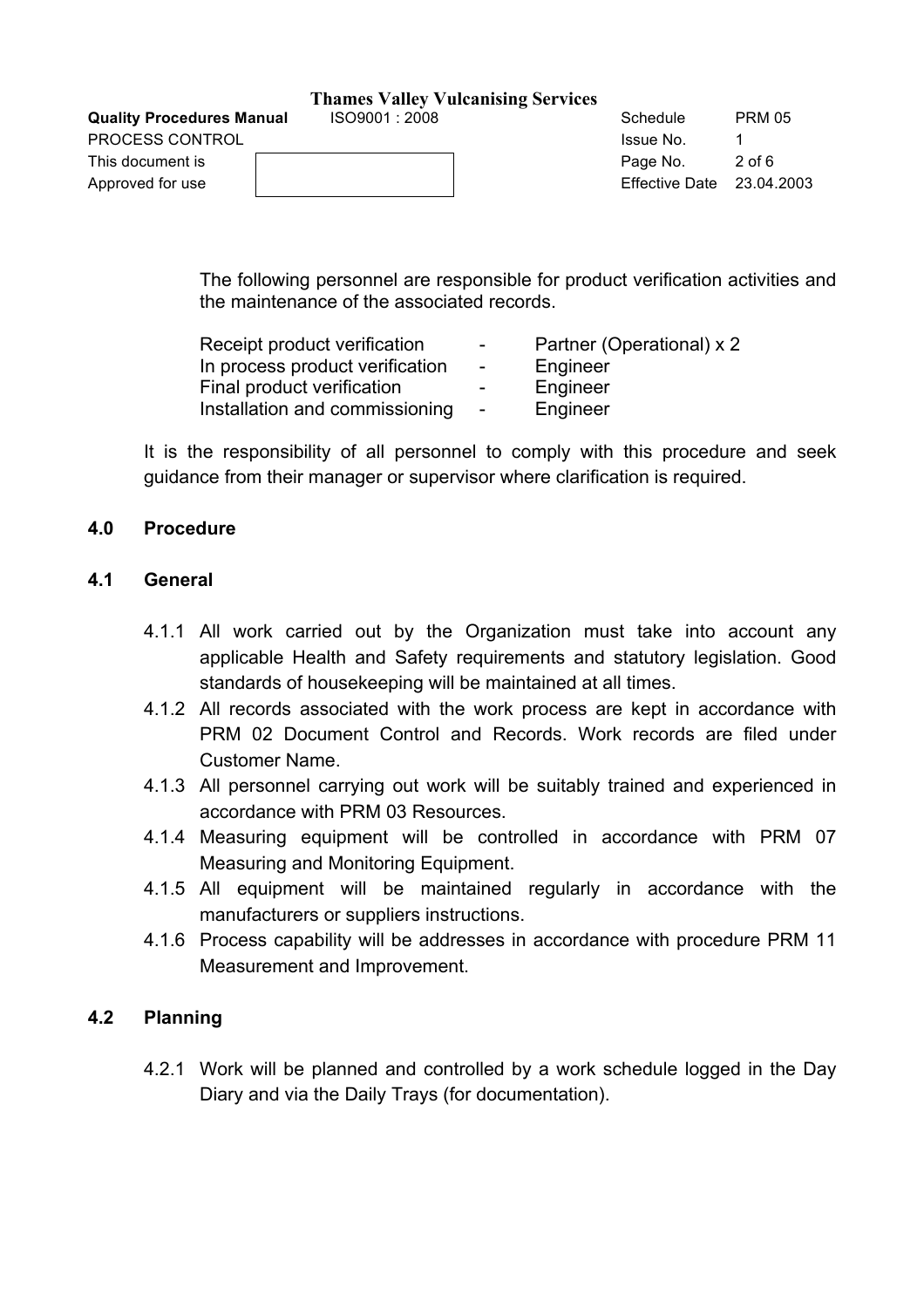The following personnel are responsible for product verification activities and the maintenance of the associated records.

| | | |
|---|---|---|
| Receipt product verification | - | Partner (Operational) x 2 |
| In process product verification | - | Engineer |
| Final product verification | - | Engineer |
| Installation and commissioning | - | Engineer |

It is the responsibility of all personnel to comply with this procedure and seek guidance from their manager or supervisor where clarification is required.

## 4.0 Procedure

### 4.1 General

4.1.1 All work carried out by the Organization must take into account any applicable Health and Safety requirements and statutory legislation. Good standards of housekeeping will be maintained at all times.

4.1.2 All records associated with the work process are kept in accordance with PRM 02 Document Control and Records. Work records are filed under Customer Name.

4.1.3 All personnel carrying out work will be suitably trained and experienced in accordance with PRM 03 Resources.

4.1.4 Measuring equipment will be controlled in accordance with PRM 07 Measuring and Monitoring Equipment.

4.1.5 All equipment will be maintained regularly in accordance with the manufacturers or suppliers instructions.

4.1.6 Process capability will be addresses in accordance with procedure PRM 11 Measurement and Improvement.

### 4.2 Planning

4.2.1 Work will be planned and controlled by a work schedule logged in the Day Diary and via the Daily Trays (for documentation).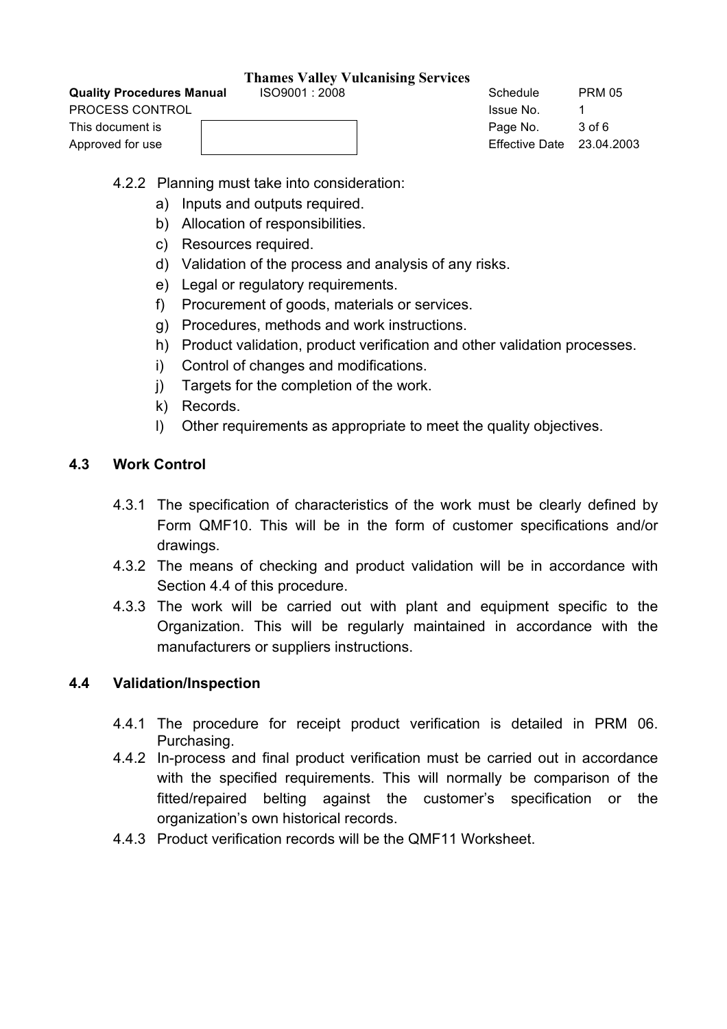4.2.2 Planning must take into consideration:

a) Inputs and outputs required.
b) Allocation of responsibilities.
c) Resources required.
d) Validation of the process and analysis of any risks.
e) Legal or regulatory requirements.
f) Procurement of goods, materials or services.
g) Procedures, methods and work instructions.
h) Product validation, product verification and other validation processes.
i) Control of changes and modifications.
j) Targets for the completion of the work.
k) Records.
l) Other requirements as appropriate to meet the quality objectives.

## 4.3 Work Control

4.3.1 The specification of characteristics of the work must be clearly defined by Form QMF10. This will be in the form of customer specifications and/or drawings.

4.3.2 The means of checking and product validation will be in accordance with Section 4.4 of this procedure.

4.3.3 The work will be carried out with plant and equipment specific to the Organization. This will be regularly maintained in accordance with the manufacturers or suppliers instructions.

## 4.4 Validation/Inspection

4.4.1 The procedure for receipt product verification is detailed in PRM 06. Purchasing.

4.4.2 In-process and final product verification must be carried out in accordance with the specified requirements. This will normally be comparison of the fitted/repaired belting against the customer's specification or the organization's own historical records.

4.4.3 Product verification records will be the QMF11 Worksheet.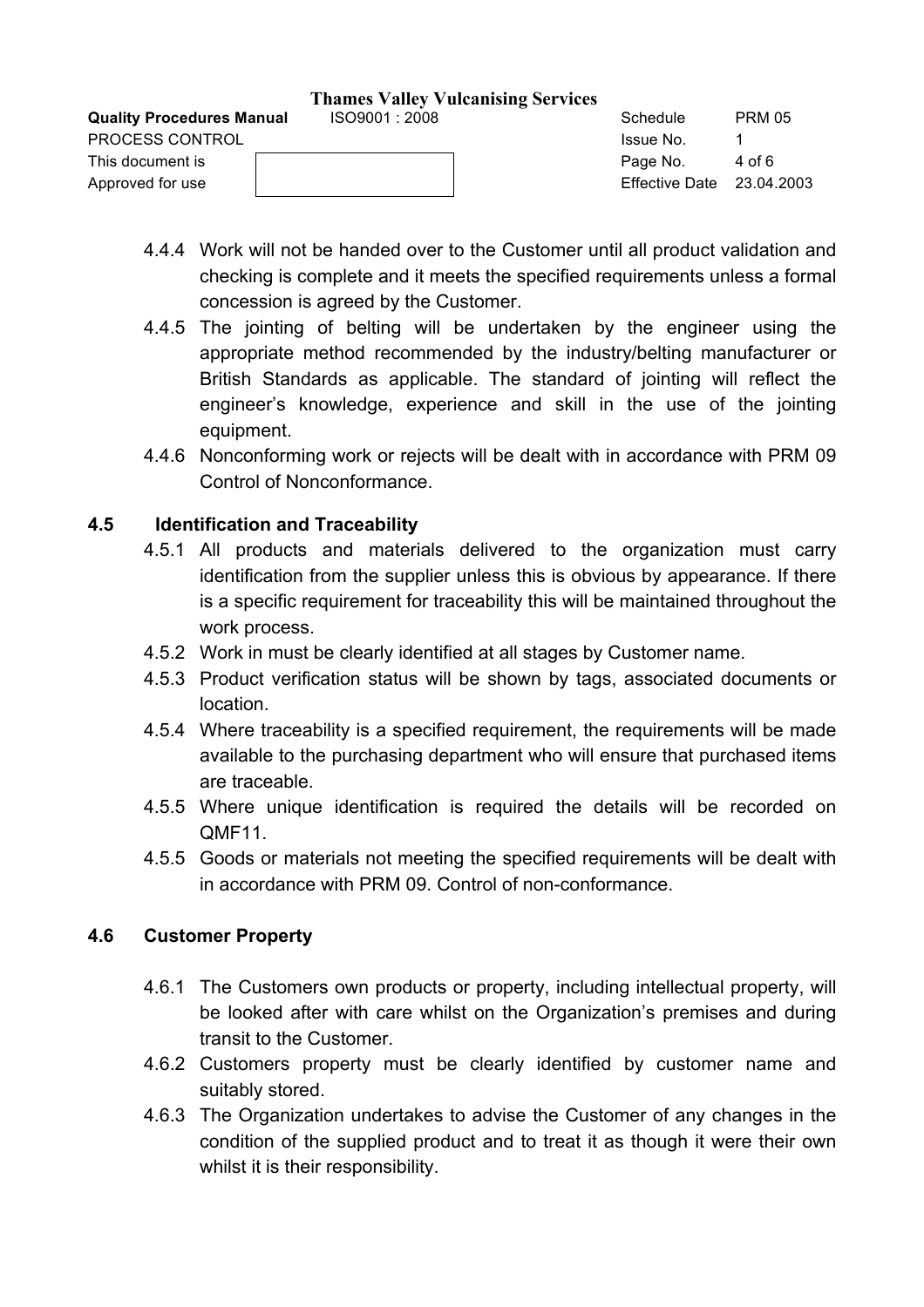4.4.4 Work will not be handed over to the Customer until all product validation and checking is complete and it meets the specified requirements unless a formal concession is agreed by the Customer.

4.4.5 The jointing of belting will be undertaken by the engineer using the appropriate method recommended by the industry/belting manufacturer or British Standards as applicable. The standard of jointing will reflect the engineer's knowledge, experience and skill in the use of the jointing equipment.

4.4.6 Nonconforming work or rejects will be dealt with in accordance with PRM 09 Control of Nonconformance.

### 4.5 Identification and Traceability

4.5.1 All products and materials delivered to the organization must carry identification from the supplier unless this is obvious by appearance. If there is a specific requirement for traceability this will be maintained throughout the work process.

4.5.2 Work in must be clearly identified at all stages by Customer name.

4.5.3 Product verification status will be shown by tags, associated documents or location.

4.5.4 Where traceability is a specified requirement, the requirements will be made available to the purchasing department who will ensure that purchased items are traceable.

4.5.5 Where unique identification is required the details will be recorded on QMF11.

4.5.5 Goods or materials not meeting the specified requirements will be dealt with in accordance with PRM 09. Control of non-conformance.

### 4.6 Customer Property

4.6.1 The Customers own products or property, including intellectual property, will be looked after with care whilst on the Organization's premises and during transit to the Customer.

4.6.2 Customers property must be clearly identified by customer name and suitably stored.

4.6.3 The Organization undertakes to advise the Customer of any changes in the condition of the supplied product and to treat it as though it were their own whilst it is their responsibility.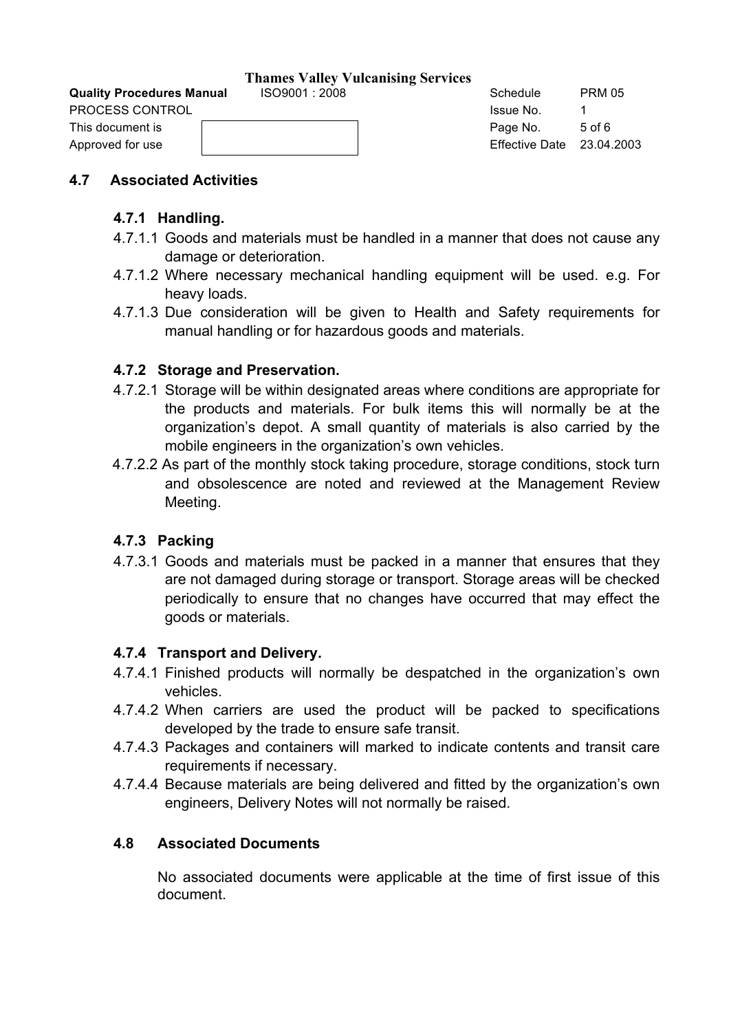## 4.7 Associated Activities

### 4.7.1 Handling.

4.7.1.1 Goods and materials must be handled in a manner that does not cause any damage or deterioration.

4.7.1.2 Where necessary mechanical handling equipment will be used. e.g. For heavy loads.

4.7.1.3 Due consideration will be given to Health and Safety requirements for manual handling or for hazardous goods and materials.

### 4.7.2 Storage and Preservation.

4.7.2.1 Storage will be within designated areas where conditions are appropriate for the products and materials. For bulk items this will normally be at the organization's depot. A small quantity of materials is also carried by the mobile engineers in the organization's own vehicles.

4.7.2.2 As part of the monthly stock taking procedure, storage conditions, stock turn and obsolescence are noted and reviewed at the Management Review Meeting.

### 4.7.3 Packing

4.7.3.1 Goods and materials must be packed in a manner that ensures that they are not damaged during storage or transport. Storage areas will be checked periodically to ensure that no changes have occurred that may effect the goods or materials.

### 4.7.4 Transport and Delivery.

4.7.4.1 Finished products will normally be despatched in the organization's own vehicles.

4.7.4.2 When carriers are used the product will be packed to specifications developed by the trade to ensure safe transit.

4.7.4.3 Packages and containers will marked to indicate contents and transit care requirements if necessary.

4.7.4.4 Because materials are being delivered and fitted by the organization's own engineers, Delivery Notes will not normally be raised.

### 4.8 Associated Documents

No associated documents were applicable at the time of first issue of this document.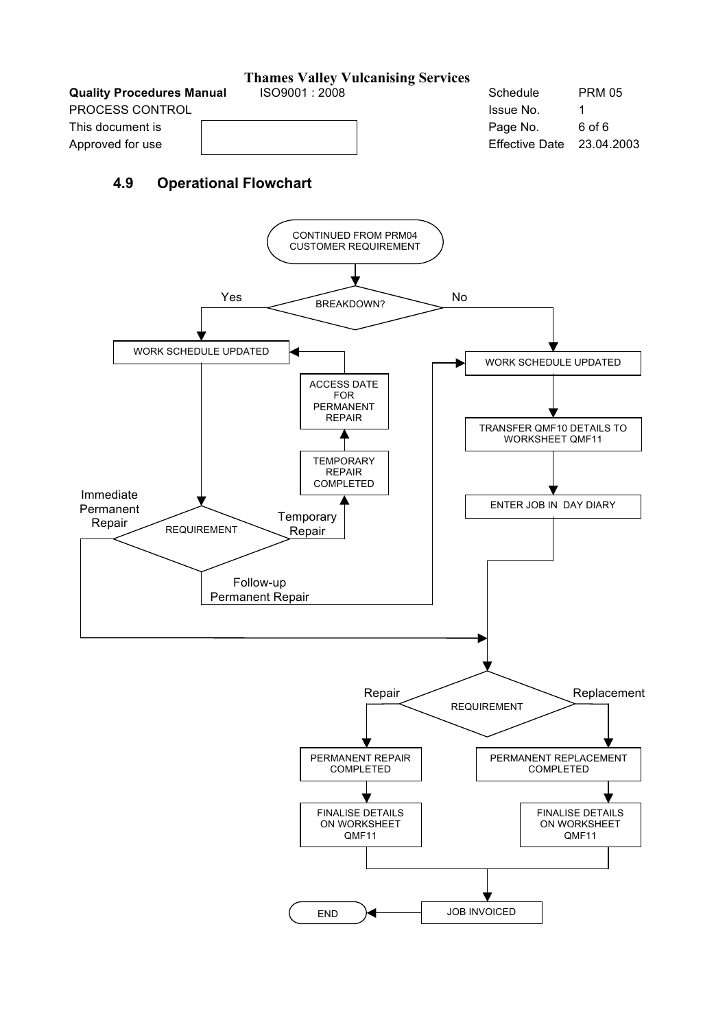## 4.9 Operational Flowchart

- CONTINUED FROM PRM04 CUSTOMER REQUIREMENT
- BREAKDOWN?
  - **Yes** → WORK SCHEDULE UPDATED → REQUIREMENT
    - **Immediate Permanent Repair** → (to REQUIREMENT: Repair / Replacement)
    - **Temporary Repair** → TEMPORARY REPAIR COMPLETED → ACCESS DATE FOR PERMANENT REPAIR → WORK SCHEDULE UPDATED
    - **Follow-up Permanent Repair** → WORK SCHEDULE UPDATED (No branch)
  - **No** → WORK SCHEDULE UPDATED → TRANSFER QMF10 DETAILS TO WORKSHEET QMF11 → ENTER JOB IN DAY DIARY → REQUIREMENT
- REQUIREMENT
  - **Repair** → PERMANENT REPAIR COMPLETED → FINALISE DETAILS ON WORKSHEET QMF11 → JOB INVOICED
  - **Replacement** → PERMANENT REPLACEMENT COMPLETED → FINALISE DETAILS ON WORKSHEET QMF11 → JOB INVOICED
- JOB INVOICED → END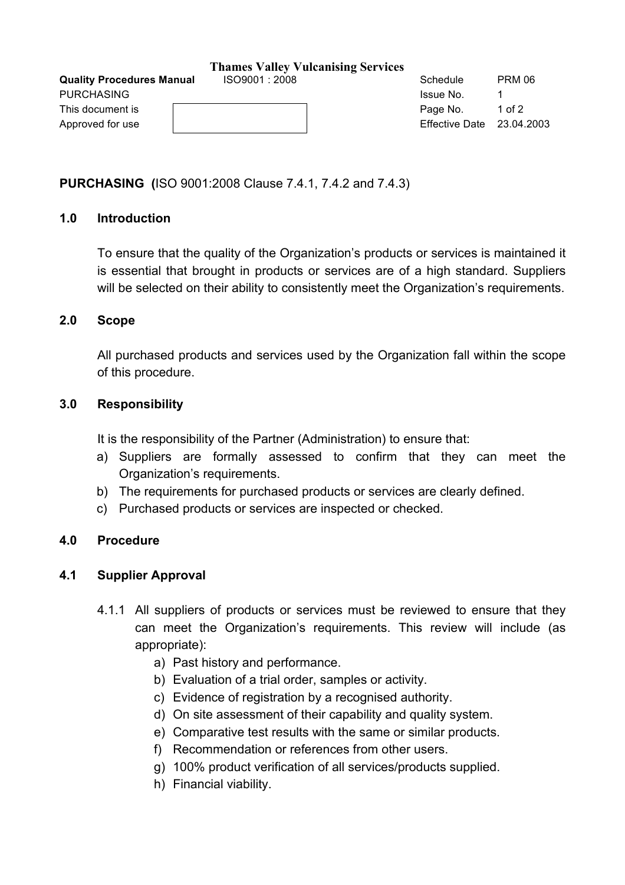## PURCHASING (ISO 9001:2008 Clause 7.4.1, 7.4.2 and 7.4.3)

### 1.0 Introduction

To ensure that the quality of the Organization's products or services is maintained it is essential that brought in products or services are of a high standard. Suppliers will be selected on their ability to consistently meet the Organization's requirements.

### 2.0 Scope

All purchased products and services used by the Organization fall within the scope of this procedure.

### 3.0 Responsibility

It is the responsibility of the Partner (Administration) to ensure that:

a) Suppliers are formally assessed to confirm that they can meet the Organization's requirements.
b) The requirements for purchased products or services are clearly defined.
c) Purchased products or services are inspected or checked.

### 4.0 Procedure

### 4.1 Supplier Approval

4.1.1 All suppliers of products or services must be reviewed to ensure that they can meet the Organization's requirements. This review will include (as appropriate):

a) Past history and performance.
b) Evaluation of a trial order, samples or activity.
c) Evidence of registration by a recognised authority.
d) On site assessment of their capability and quality system.
e) Comparative test results with the same or similar products.
f) Recommendation or references from other users.
g) 100% product verification of all services/products supplied.
h) Financial viability.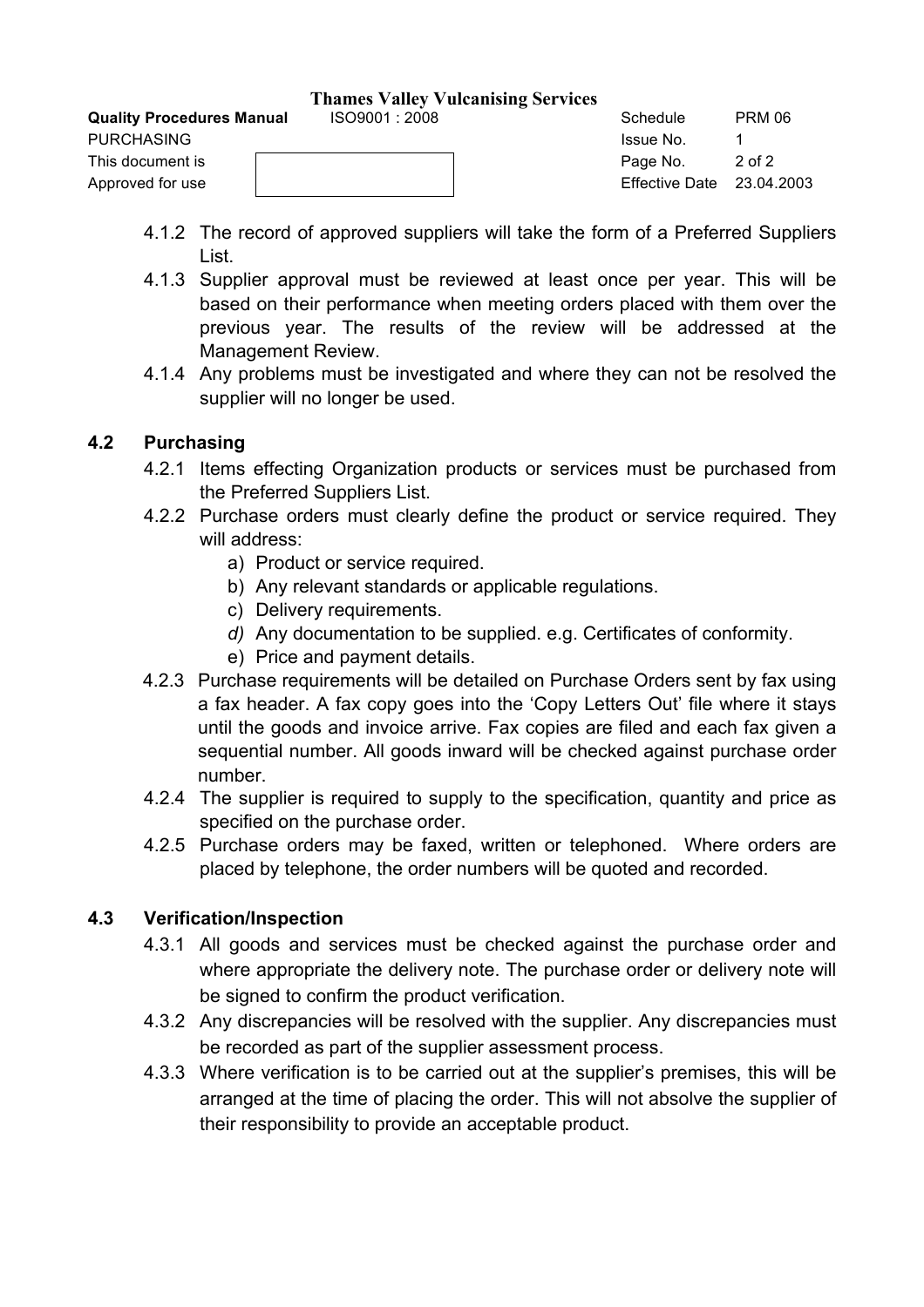4.1.2 The record of approved suppliers will take the form of a Preferred Suppliers List.

4.1.3 Supplier approval must be reviewed at least once per year. This will be based on their performance when meeting orders placed with them over the previous year. The results of the review will be addressed at the Management Review.

4.1.4 Any problems must be investigated and where they can not be resolved the supplier will no longer be used.

## 4.2 Purchasing

4.2.1 Items effecting Organization products or services must be purchased from the Preferred Suppliers List.

4.2.2 Purchase orders must clearly define the product or service required. They will address:

a) Product or service required.
b) Any relevant standards or applicable regulations.
c) Delivery requirements.
*d)* Any documentation to be supplied. e.g. Certificates of conformity.
e) Price and payment details.

4.2.3 Purchase requirements will be detailed on Purchase Orders sent by fax using a fax header. A fax copy goes into the 'Copy Letters Out' file where it stays until the goods and invoice arrive. Fax copies are filed and each fax given a sequential number. All goods inward will be checked against purchase order number.

4.2.4 The supplier is required to supply to the specification, quantity and price as specified on the purchase order.

4.2.5 Purchase orders may be faxed, written or telephoned. Where orders are placed by telephone, the order numbers will be quoted and recorded.

## 4.3 Verification/Inspection

4.3.1 All goods and services must be checked against the purchase order and where appropriate the delivery note. The purchase order or delivery note will be signed to confirm the product verification.

4.3.2 Any discrepancies will be resolved with the supplier. Any discrepancies must be recorded as part of the supplier assessment process.

4.3.3 Where verification is to be carried out at the supplier's premises, this will be arranged at the time of placing the order. This will not absolve the supplier of their responsibility to provide an acceptable product.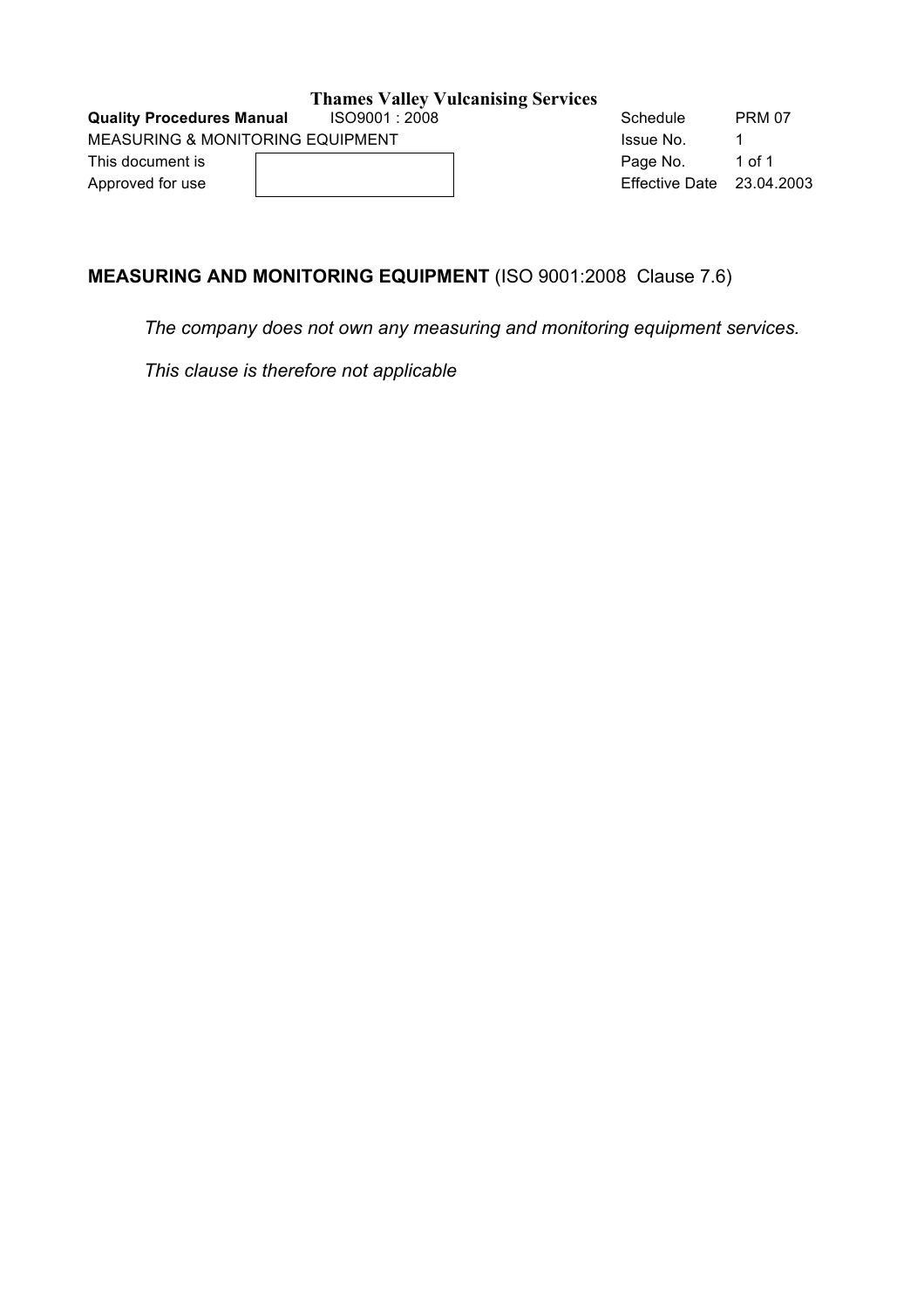# Thames Valley Vulcanising Services

| **Quality Procedures Manual** ISO9001 : 2008 | | Schedule | PRM 07 |
|---|---|---|---|
| MEASURING & MONITORING EQUIPMENT | | Issue No. | 1 |
| This document is | | Page No. | 1 of 1 |
| Approved for use | | Effective Date | 23.04.2003 |

## **MEASURING AND MONITORING EQUIPMENT** (ISO 9001:2008 Clause 7.6)

*The company does not own any measuring and monitoring equipment services.*

*This clause is therefore not applicable*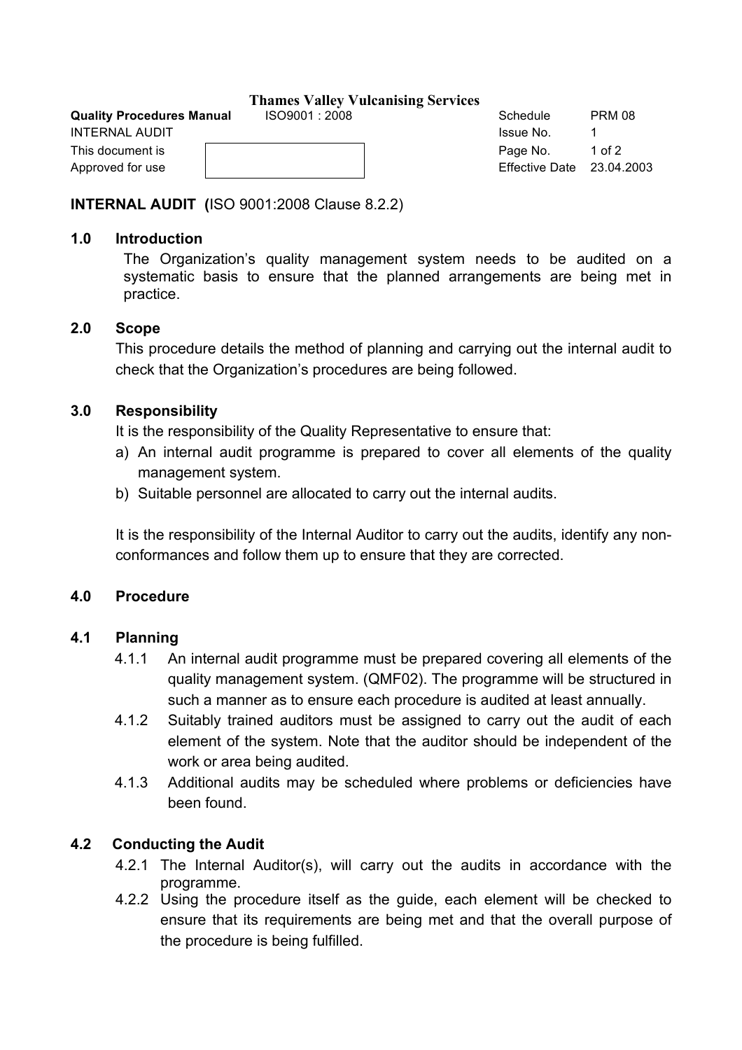**Thames Valley Vulcanising Services**

| **Quality Procedures Manual** | ISO9001 : 2008 | Schedule | PRM 08 |
|---|---|---|---|
| INTERNAL AUDIT | | Issue No. | 1 |
| This document is | | Page No. | 1 of 2 |
| Approved for use | | Effective Date | 23.04.2003 |

## INTERNAL AUDIT (ISO 9001:2008 Clause 8.2.2)

### 1.0 Introduction

The Organization's quality management system needs to be audited on a systematic basis to ensure that the planned arrangements are being met in practice.

### 2.0 Scope

This procedure details the method of planning and carrying out the internal audit to check that the Organization's procedures are being followed.

### 3.0 Responsibility

It is the responsibility of the Quality Representative to ensure that:

a) An internal audit programme is prepared to cover all elements of the quality management system.
b) Suitable personnel are allocated to carry out the internal audits.

It is the responsibility of the Internal Auditor to carry out the audits, identify any non-conformances and follow them up to ensure that they are corrected.

### 4.0 Procedure

### 4.1 Planning

4.1.1 An internal audit programme must be prepared covering all elements of the quality management system. (QMF02). The programme will be structured in such a manner as to ensure each procedure is audited at least annually.

4.1.2 Suitably trained auditors must be assigned to carry out the audit of each element of the system. Note that the auditor should be independent of the work or area being audited.

4.1.3 Additional audits may be scheduled where problems or deficiencies have been found.

### 4.2 Conducting the Audit

4.2.1 The Internal Auditor(s), will carry out the audits in accordance with the programme.

4.2.2 Using the procedure itself as the guide, each element will be checked to ensure that its requirements are being met and that the overall purpose of the procedure is being fulfilled.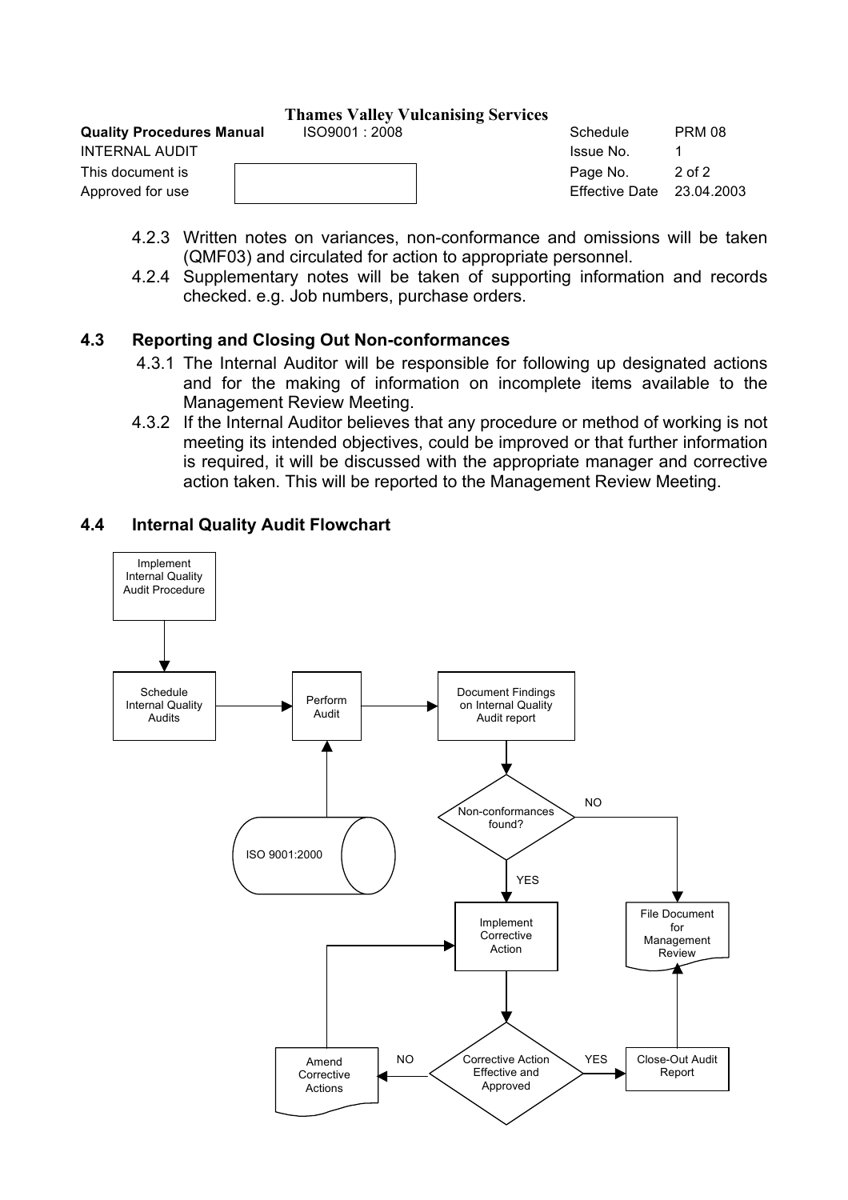4.2.3 Written notes on variances, non-conformance and omissions will be taken (QMF03) and circulated for action to appropriate personnel.

4.2.4 Supplementary notes will be taken of supporting information and records checked. e.g. Job numbers, purchase orders.

### 4.3 Reporting and Closing Out Non-conformances

4.3.1 The Internal Auditor will be responsible for following up designated actions and for the making of information on incomplete items available to the Management Review Meeting.

4.3.2 If the Internal Auditor believes that any procedure or method of working is not meeting its intended objectives, could be improved or that further information is required, it will be discussed with the appropriate manager and corrective action taken. This will be reported to the Management Review Meeting.

### 4.4 Internal Quality Audit Flowchart

- Implement Internal Quality Audit Procedure → Schedule Internal Quality Audits
- Schedule Internal Quality Audits → Perform Audit
- ISO 9001:2000 → Perform Audit
- Perform Audit → Document Findings on Internal Quality Audit report
- Document Findings on Internal Quality Audit report → Non-conformances found?
- Non-conformances found?
  - NO → File Document for Management Review
  - YES → Implement Corrective Action
- Implement Corrective Action → Corrective Action Effective and Approved
- Corrective Action Effective and Approved
  - YES → Close-Out Audit Report → File Document for Management Review
  - NO → Amend Corrective Actions → Implement Corrective Action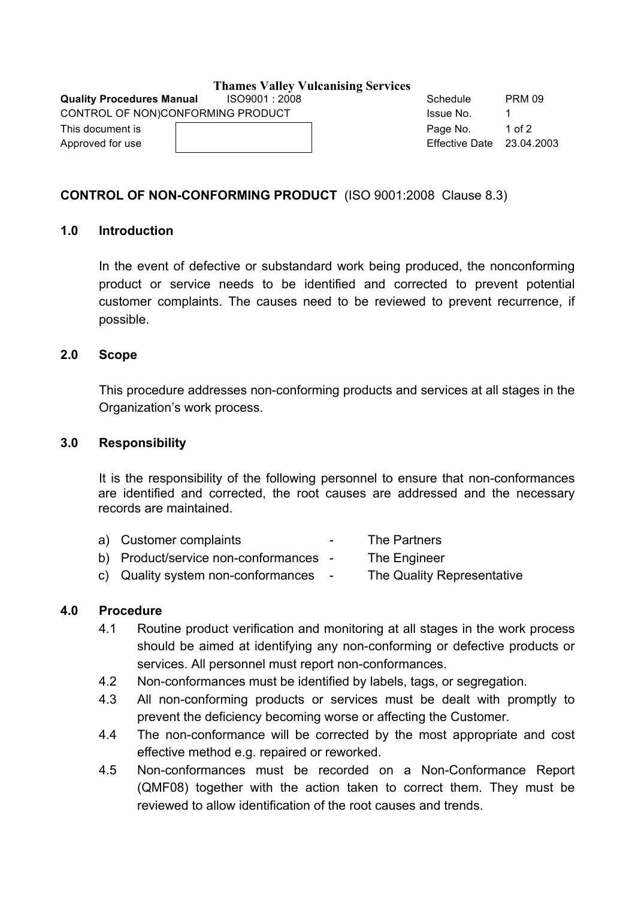## CONTROL OF NON-CONFORMING PRODUCT (ISO 9001:2008 Clause 8.3)

### 1.0 Introduction

In the event of defective or substandard work being produced, the nonconforming product or service needs to be identified and corrected to prevent potential customer complaints. The causes need to be reviewed to prevent recurrence, if possible.

### 2.0 Scope

This procedure addresses non-conforming products and services at all stages in the Organization's work process.

### 3.0 Responsibility

It is the responsibility of the following personnel to ensure that non-conformances are identified and corrected, the root causes are addressed and the necessary records are maintained.

a) Customer complaints - The Partners
b) Product/service non-conformances - The Engineer
c) Quality system non-conformances - The Quality Representative

### 4.0 Procedure

4.1 Routine product verification and monitoring at all stages in the work process should be aimed at identifying any non-conforming or defective products or services. All personnel must report non-conformances.

4.2 Non-conformances must be identified by labels, tags, or segregation.

4.3 All non-conforming products or services must be dealt with promptly to prevent the deficiency becoming worse or affecting the Customer.

4.4 The non-conformance will be corrected by the most appropriate and cost effective method e.g. repaired or reworked.

4.5 Non-conformances must be recorded on a Non-Conformance Report (QMF08) together with the action taken to correct them. They must be reviewed to allow identification of the root causes and trends.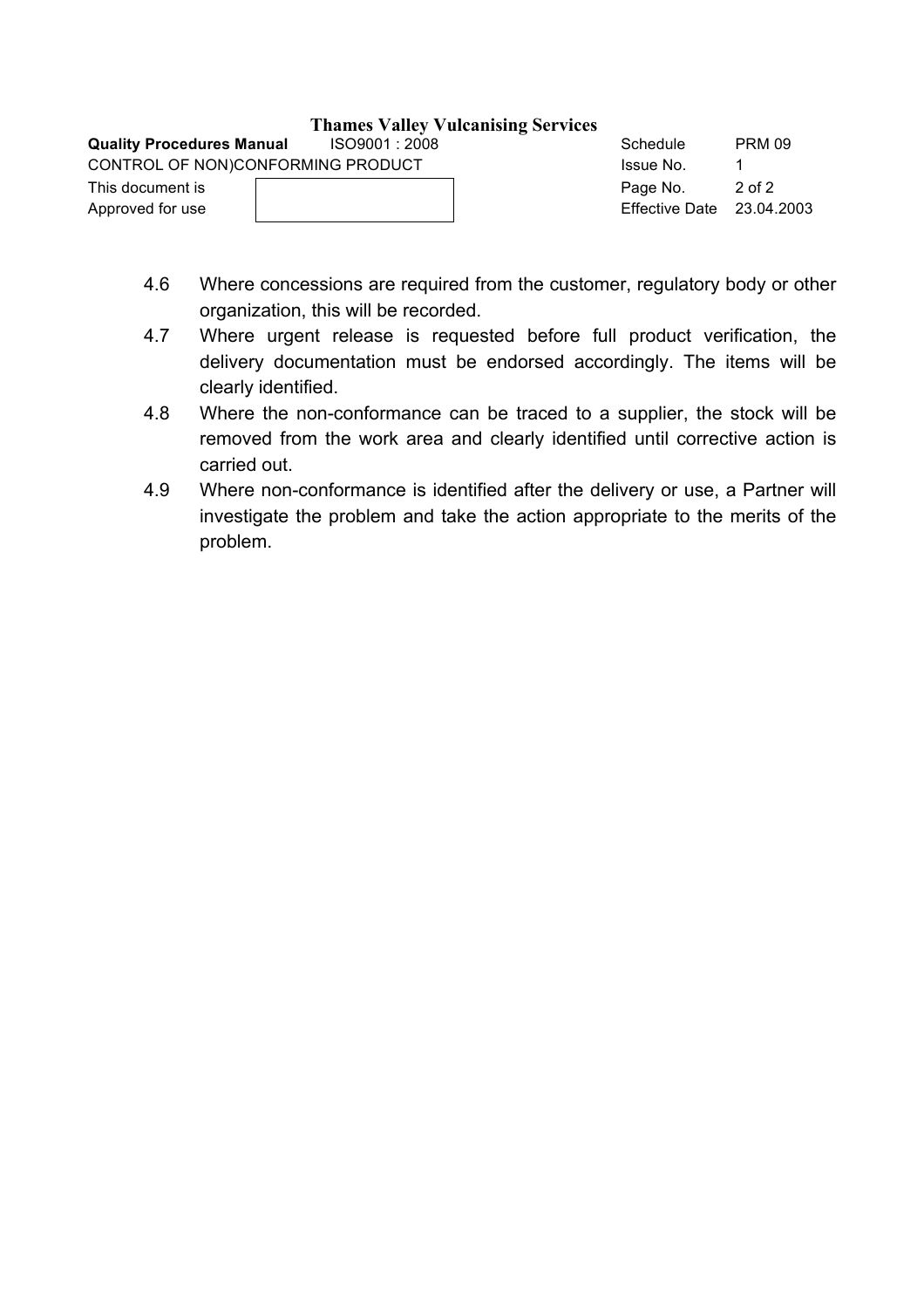4.6 Where concessions are required from the customer, regulatory body or other organization, this will be recorded.

4.7 Where urgent release is requested before full product verification, the delivery documentation must be endorsed accordingly. The items will be clearly identified.

4.8 Where the non-conformance can be traced to a supplier, the stock will be removed from the work area and clearly identified until corrective action is carried out.

4.9 Where non-conformance is identified after the delivery or use, a Partner will investigate the problem and take the action appropriate to the merits of the problem.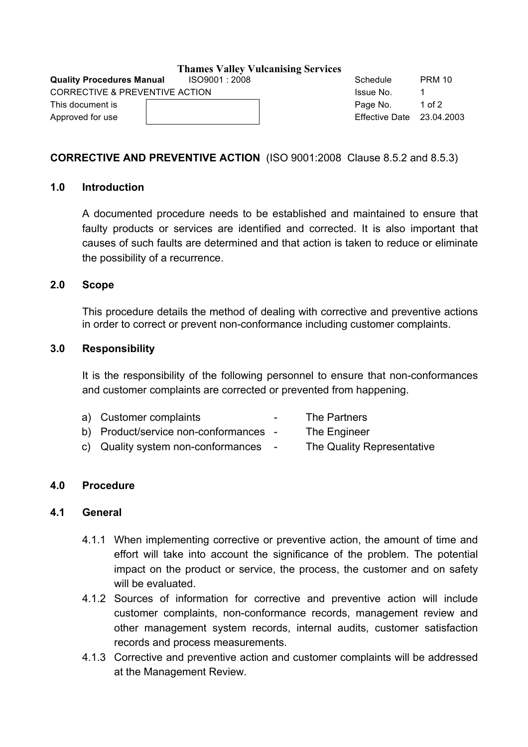**CORRECTIVE AND PREVENTIVE ACTION** (ISO 9001:2008 Clause 8.5.2 and 8.5.3)

## 1.0 Introduction

A documented procedure needs to be established and maintained to ensure that faulty products or services are identified and corrected. It is also important that causes of such faults are determined and that action is taken to reduce or eliminate the possibility of a recurrence.

## 2.0 Scope

This procedure details the method of dealing with corrective and preventive actions in order to correct or prevent non-conformance including customer complaints.

## 3.0 Responsibility

It is the responsibility of the following personnel to ensure that non-conformances and customer complaints are corrected or prevented from happening.

a) Customer complaints - The Partners
b) Product/service non-conformances - The Engineer
c) Quality system non-conformances - The Quality Representative

## 4.0 Procedure

### 4.1 General

4.1.1 When implementing corrective or preventive action, the amount of time and effort will take into account the significance of the problem. The potential impact on the product or service, the process, the customer and on safety will be evaluated.

4.1.2 Sources of information for corrective and preventive action will include customer complaints, non-conformance records, management review and other management system records, internal audits, customer satisfaction records and process measurements.

4.1.3 Corrective and preventive action and customer complaints will be addressed at the Management Review.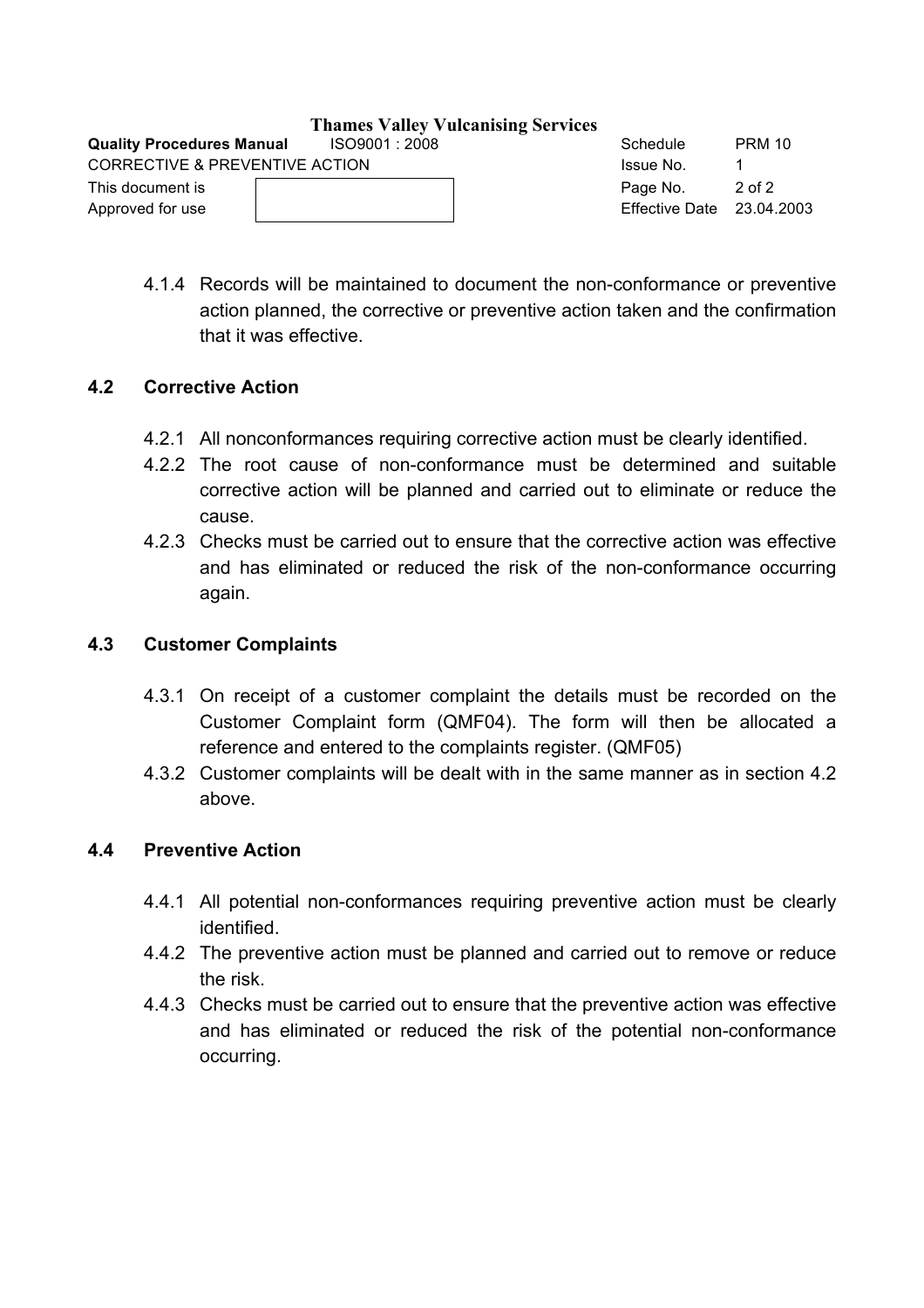4.1.4 Records will be maintained to document the non-conformance or preventive action planned, the corrective or preventive action taken and the confirmation that it was effective.

## 4.2 Corrective Action

4.2.1 All nonconformances requiring corrective action must be clearly identified.

4.2.2 The root cause of non-conformance must be determined and suitable corrective action will be planned and carried out to eliminate or reduce the cause.

4.2.3 Checks must be carried out to ensure that the corrective action was effective and has eliminated or reduced the risk of the non-conformance occurring again.

## 4.3 Customer Complaints

4.3.1 On receipt of a customer complaint the details must be recorded on the Customer Complaint form (QMF04). The form will then be allocated a reference and entered to the complaints register. (QMF05)

4.3.2 Customer complaints will be dealt with in the same manner as in section 4.2 above.

## 4.4 Preventive Action

4.4.1 All potential non-conformances requiring preventive action must be clearly identified.

4.4.2 The preventive action must be planned and carried out to remove or reduce the risk.

4.4.3 Checks must be carried out to ensure that the preventive action was effective and has eliminated or reduced the risk of the potential non-conformance occurring.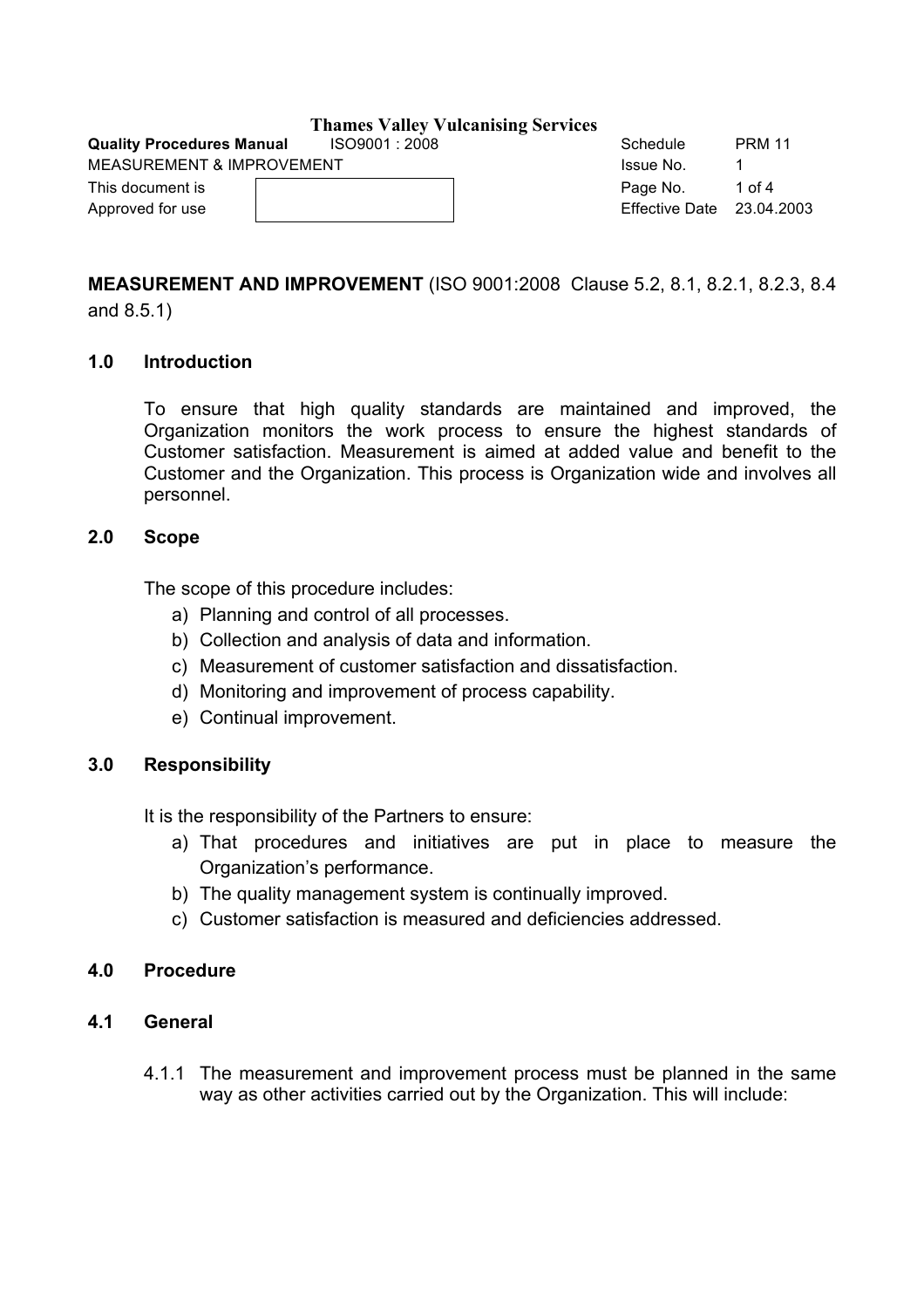**Thames Valley Vulcanising Services**

| **Quality Procedures Manual** | ISO9001 : 2008 | Schedule | PRM 11 |
|---|---|---|---|
| MEASUREMENT & IMPROVEMENT | | Issue No. | 1 |
| This document is Approved for use | | Effective Date | 23.04.2003 |

**MEASUREMENT AND IMPROVEMENT** (ISO 9001:2008 Clause 5.2, 8.1, 8.2.1, 8.2.3, 8.4 and 8.5.1)

## 1.0 Introduction

To ensure that high quality standards are maintained and improved, the Organization monitors the work process to ensure the highest standards of Customer satisfaction. Measurement is aimed at added value and benefit to the Customer and the Organization. This process is Organization wide and involves all personnel.

## 2.0 Scope

The scope of this procedure includes:

a) Planning and control of all processes.
b) Collection and analysis of data and information.
c) Measurement of customer satisfaction and dissatisfaction.
d) Monitoring and improvement of process capability.
e) Continual improvement.

## 3.0 Responsibility

It is the responsibility of the Partners to ensure:

a) That procedures and initiatives are put in place to measure the Organization's performance.
b) The quality management system is continually improved.
c) Customer satisfaction is measured and deficiencies addressed.

## 4.0 Procedure

### 4.1 General

4.1.1 The measurement and improvement process must be planned in the same way as other activities carried out by the Organization. This will include: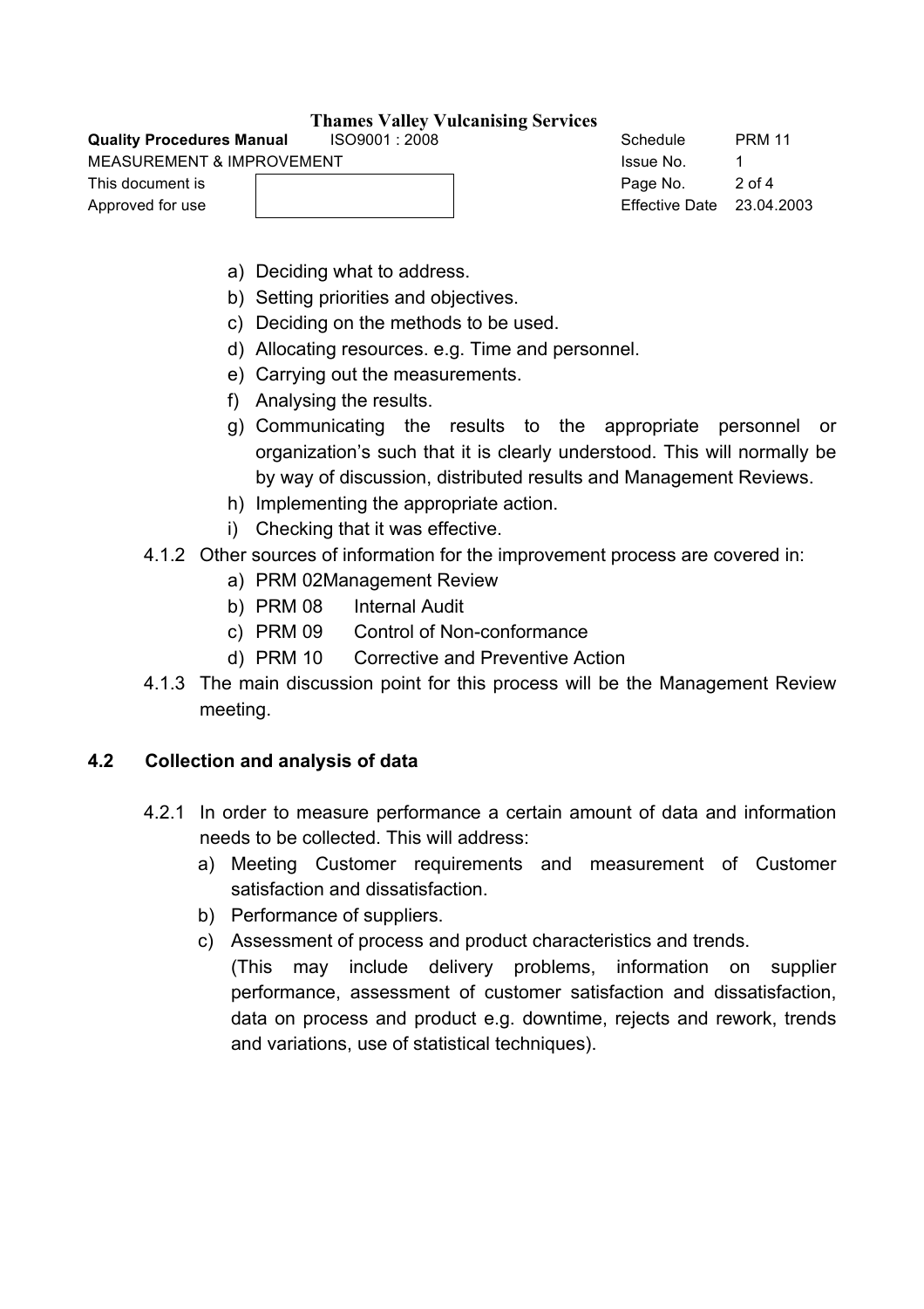a) Deciding what to address.
b) Setting priorities and objectives.
c) Deciding on the methods to be used.
d) Allocating resources. e.g. Time and personnel.
e) Carrying out the measurements.
f) Analysing the results.
g) Communicating the results to the appropriate personnel or organization's such that it is clearly understood. This will normally be by way of discussion, distributed results and Management Reviews.
h) Implementing the appropriate action.
i) Checking that it was effective.

4.1.2 Other sources of information for the improvement process are covered in:

a) PRM 02 Management Review
b) PRM 08 Internal Audit
c) PRM 09 Control of Non-conformance
d) PRM 10 Corrective and Preventive Action

4.1.3 The main discussion point for this process will be the Management Review meeting.

## 4.2 Collection and analysis of data

4.2.1 In order to measure performance a certain amount of data and information needs to be collected. This will address:

a) Meeting Customer requirements and measurement of Customer satisfaction and dissatisfaction.
b) Performance of suppliers.
c) Assessment of process and product characteristics and trends.
   (This may include delivery problems, information on supplier performance, assessment of customer satisfaction and dissatisfaction, data on process and product e.g. downtime, rejects and rework, trends and variations, use of statistical techniques).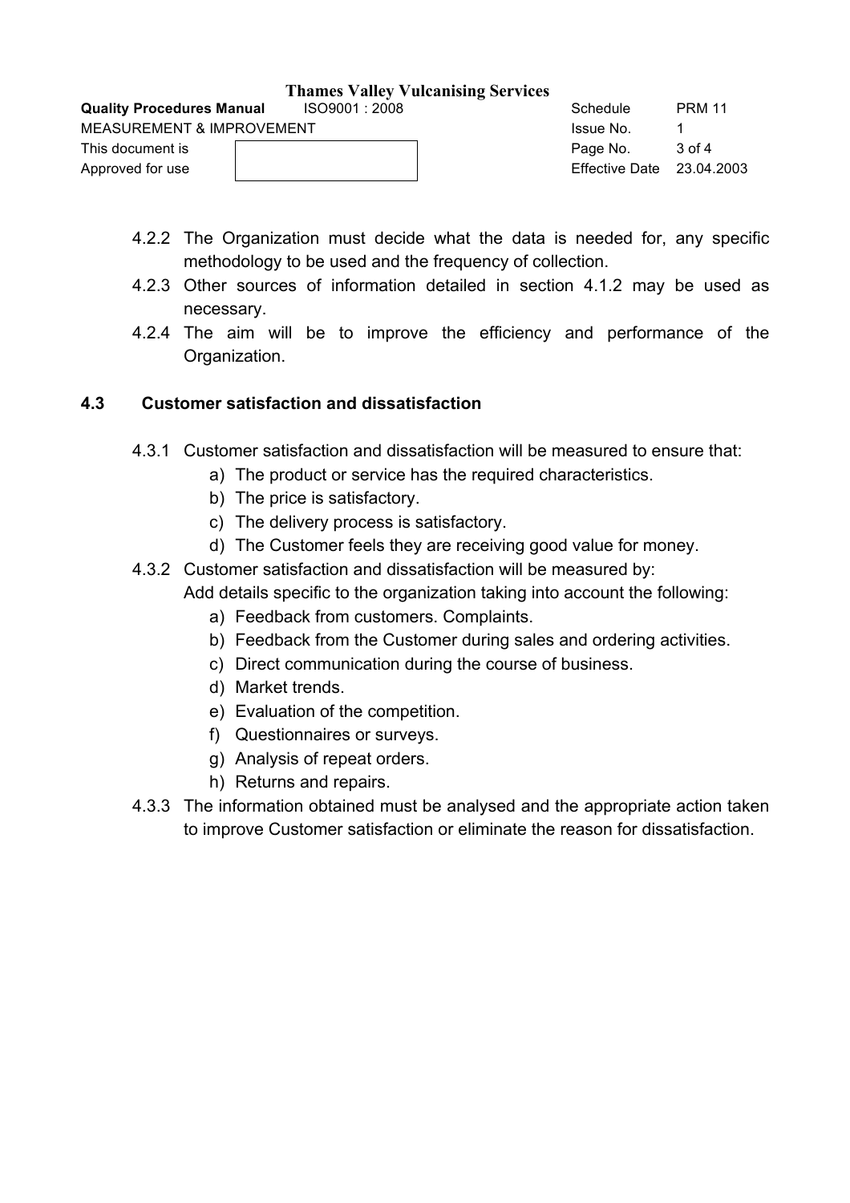4.2.2 The Organization must decide what the data is needed for, any specific methodology to be used and the frequency of collection.

4.2.3 Other sources of information detailed in section 4.1.2 may be used as necessary.

4.2.4 The aim will be to improve the efficiency and performance of the Organization.

## 4.3 Customer satisfaction and dissatisfaction

4.3.1 Customer satisfaction and dissatisfaction will be measured to ensure that:

a) The product or service has the required characteristics.
b) The price is satisfactory.
c) The delivery process is satisfactory.
d) The Customer feels they are receiving good value for money.

4.3.2 Customer satisfaction and dissatisfaction will be measured by:
Add details specific to the organization taking into account the following:

a) Feedback from customers. Complaints.
b) Feedback from the Customer during sales and ordering activities.
c) Direct communication during the course of business.
d) Market trends.
e) Evaluation of the competition.
f) Questionnaires or surveys.
g) Analysis of repeat orders.
h) Returns and repairs.

4.3.3 The information obtained must be analysed and the appropriate action taken to improve Customer satisfaction or eliminate the reason for dissatisfaction.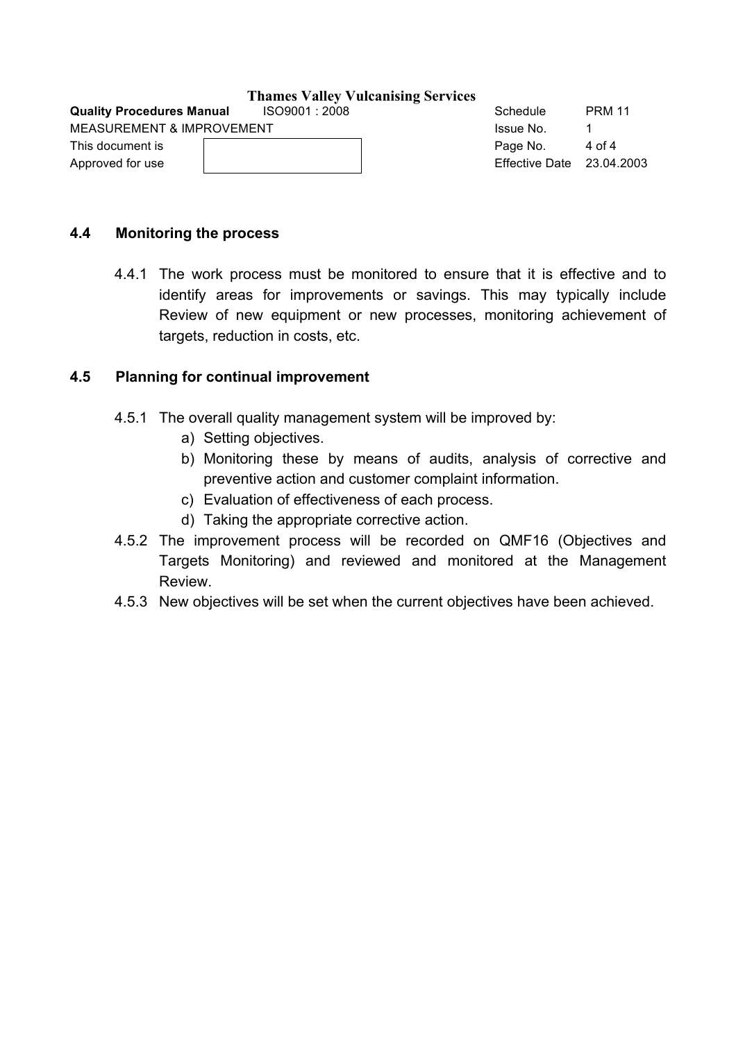## 4.4 Monitoring the process

4.4.1 The work process must be monitored to ensure that it is effective and to identify areas for improvements or savings. This may typically include Review of new equipment or new processes, monitoring achievement of targets, reduction in costs, etc.

## 4.5 Planning for continual improvement

4.5.1 The overall quality management system will be improved by:

a) Setting objectives.
b) Monitoring these by means of audits, analysis of corrective and preventive action and customer complaint information.
c) Evaluation of effectiveness of each process.
d) Taking the appropriate corrective action.

4.5.2 The improvement process will be recorded on QMF16 (Objectives and Targets Monitoring) and reviewed and monitored at the Management Review.

4.5.3 New objectives will be set when the current objectives have been achieved.